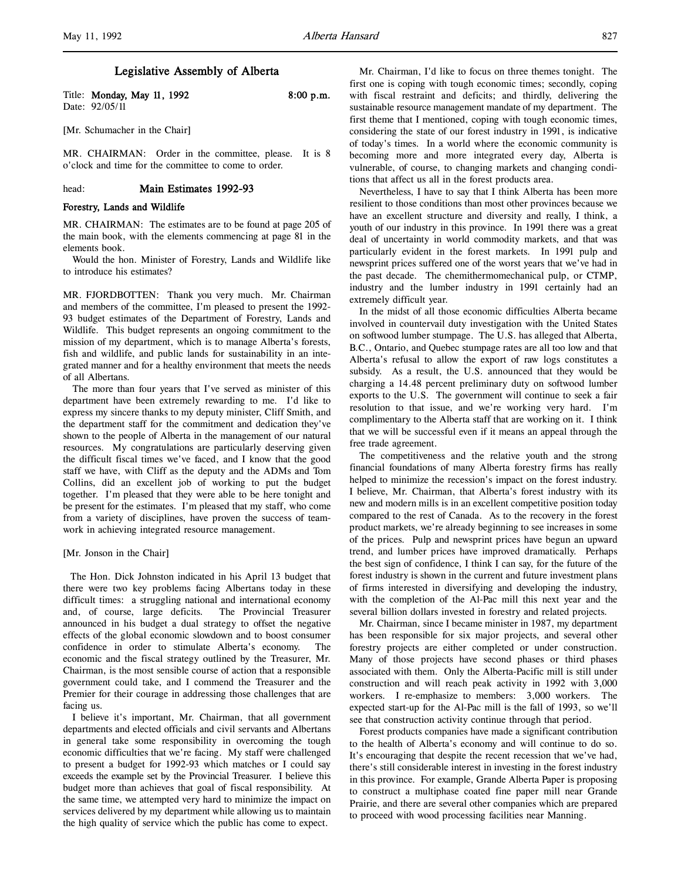# Legislative Assembly of Alberta

Title: **Monday, May 11, 1992** **8:00 p.m.**
Date: 92/05/11

[Mr. Schumacher in the Chair]

MR. CHAIRMAN: Order in the committee, please. It is 8 o'clock and time for the committee to come to order.

head: **Main Estimates 1992-93**

**Forestry, Lands and Wildlife**

MR. CHAIRMAN: The estimates are to be found at page 205 of the main book, with the elements commencing at page 81 in the elements book.

Would the hon. Minister of Forestry, Lands and Wildlife like to introduce his estimates?

MR. FJORDBOTTEN: Thank you very much. Mr. Chairman and members of the committee, I'm pleased to present the 1992-93 budget estimates of the Department of Forestry, Lands and Wildlife. This budget represents an ongoing commitment to the mission of my department, which is to manage Alberta's forests, fish and wildlife, and public lands for sustainability in an integrated manner and for a healthy environment that meets the needs of all Albertans.

The more than four years that I've served as minister of this department have been extremely rewarding to me. I'd like to express my sincere thanks to my deputy minister, Cliff Smith, and the department staff for the commitment and dedication they've shown to the people of Alberta in the management of our natural resources. My congratulations are particularly deserving given the difficult fiscal times we've faced, and I know that the good staff we have, with Cliff as the deputy and the ADMs and Tom Collins, did an excellent job of working to put the budget together. I'm pleased that they were able to be here tonight and be present for the estimates. I'm pleased that my staff, who come from a variety of disciplines, have proven the success of teamwork in achieving integrated resource management.

[Mr. Jonson in the Chair]

The Hon. Dick Johnston indicated in his April 13 budget that there were two key problems facing Albertans today in these difficult times: a struggling national and international economy and, of course, large deficits. The Provincial Treasurer announced in his budget a dual strategy to offset the negative effects of the global economic slowdown and to boost consumer confidence in order to stimulate Alberta's economy. The economic and the fiscal strategy outlined by the Treasurer, Mr. Chairman, is the most sensible course of action that a responsible government could take, and I commend the Treasurer and the Premier for their courage in addressing those challenges that are facing us.

I believe it's important, Mr. Chairman, that all government departments and elected officials and civil servants and Albertans in general take some responsibility in overcoming the tough economic difficulties that we're facing. My staff were challenged to present a budget for 1992-93 which matches or I could say exceeds the example set by the Provincial Treasurer. I believe this budget more than achieves that goal of fiscal responsibility. At the same time, we attempted very hard to minimize the impact on services delivered by my department while allowing us to maintain the high quality of service which the public has come to expect.

Mr. Chairman, I'd like to focus on three themes tonight. The first one is coping with tough economic times; secondly, coping with fiscal restraint and deficits; and thirdly, delivering the sustainable resource management mandate of my department. The first theme that I mentioned, coping with tough economic times, considering the state of our forest industry in 1991, is indicative of today's times. In a world where the economic community is becoming more and more integrated every day, Alberta is vulnerable, of course, to changing markets and changing conditions that affect us all in the forest products area.

Nevertheless, I have to say that I think Alberta has been more resilient to those conditions than most other provinces because we have an excellent structure and diversity and really, I think, a youth of our industry in this province. In 1991 there was a great deal of uncertainty in world commodity markets, and that was particularly evident in the forest markets. In 1991 pulp and newsprint prices suffered one of the worst years that we've had in the past decade. The chemithermomechanical pulp, or CTMP, industry and the lumber industry in 1991 certainly had an extremely difficult year.

In the midst of all those economic difficulties Alberta became involved in countervail duty investigation with the United States on softwood lumber stumpage. The U.S. has alleged that Alberta, B.C., Ontario, and Quebec stumpage rates are all too low and that Alberta's refusal to allow the export of raw logs constitutes a subsidy. As a result, the U.S. announced that they would be charging a 14.48 percent preliminary duty on softwood lumber exports to the U.S. The government will continue to seek a fair resolution to that issue, and we're working very hard. I'm complimentary to the Alberta staff that are working on it. I think that we will be successful even if it means an appeal through the free trade agreement.

The competitiveness and the relative youth and the strong financial foundations of many Alberta forestry firms has really helped to minimize the recession's impact on the forest industry. I believe, Mr. Chairman, that Alberta's forest industry with its new and modern mills is in an excellent competitive position today compared to the rest of Canada. As to the recovery in the forest product markets, we're already beginning to see increases in some of the prices. Pulp and newsprint prices have begun an upward trend, and lumber prices have improved dramatically. Perhaps the best sign of confidence, I think I can say, for the future of the forest industry is shown in the current and future investment plans of firms interested in diversifying and developing the industry, with the completion of the Al-Pac mill this next year and the several billion dollars invested in forestry and related projects.

Mr. Chairman, since I became minister in 1987, my department has been responsible for six major projects, and several other forestry projects are either completed or under construction. Many of those projects have second phases or third phases associated with them. Only the Alberta-Pacific mill is still under construction and will reach peak activity in 1992 with 3,000 workers. I re-emphasize to members: 3,000 workers. The expected start-up for the Al-Pac mill is the fall of 1993, so we'll see that construction activity continue through that period.

Forest products companies have made a significant contribution to the health of Alberta's economy and will continue to do so. It's encouraging that despite the recent recession that we've had, there's still considerable interest in investing in the forest industry in this province. For example, Grande Alberta Paper is proposing to construct a multiphase coated fine paper mill near Grande Prairie, and there are several other companies which are prepared to proceed with wood processing facilities near Manning.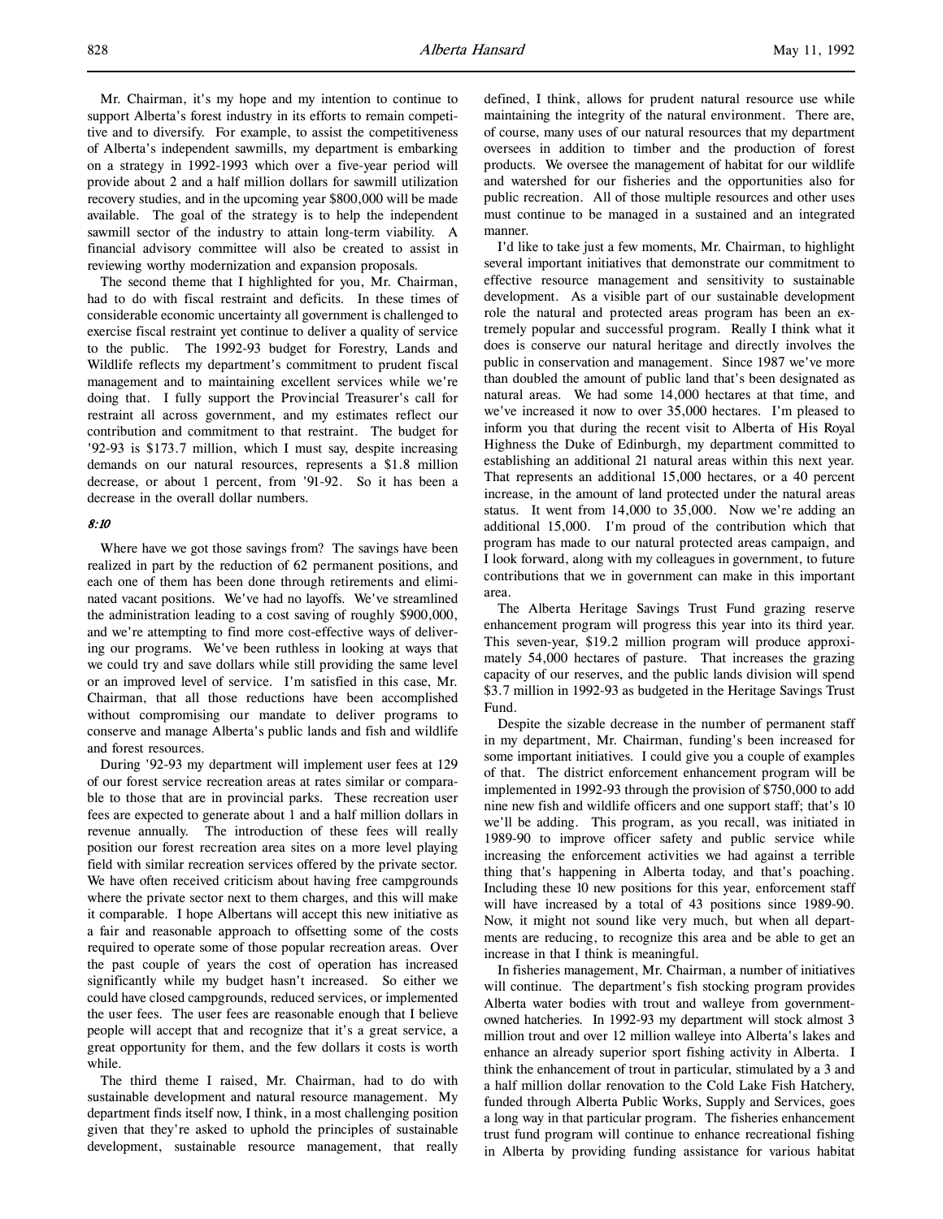Mr. Chairman, it's my hope and my intention to continue to support Alberta's forest industry in its efforts to remain competitive and to diversify. For example, to assist the competitiveness of Alberta's independent sawmills, my department is embarking on a strategy in 1992-1993 which over a five-year period will provide about 2 and a half million dollars for sawmill utilization recovery studies, and in the upcoming year $800,000 will be made available. The goal of the strategy is to help the independent sawmill sector of the industry to attain long-term viability. A financial advisory committee will also be created to assist in reviewing worthy modernization and expansion proposals.

The second theme that I highlighted for you, Mr. Chairman, had to do with fiscal restraint and deficits. In these times of considerable economic uncertainty all government is challenged to exercise fiscal restraint yet continue to deliver a quality of service to the public. The 1992-93 budget for Forestry, Lands and Wildlife reflects my department's commitment to prudent fiscal management and to maintaining excellent services while we're doing that. I fully support the Provincial Treasurer's call for restraint all across government, and my estimates reflect our contribution and commitment to that restraint. The budget for '92-93 is $173.7 million, which I must say, despite increasing demands on our natural resources, represents a $1.8 million decrease, or about 1 percent, from '91-92. So it has been a decrease in the overall dollar numbers.

*8:10*

Where have we got those savings from? The savings have been realized in part by the reduction of 62 permanent positions, and each one of them has been done through retirements and eliminated vacant positions. We've had no layoffs. We've streamlined the administration leading to a cost saving of roughly $900,000, and we're attempting to find more cost-effective ways of delivering our programs. We've been ruthless in looking at ways that we could try and save dollars while still providing the same level or an improved level of service. I'm satisfied in this case, Mr. Chairman, that all those reductions have been accomplished without compromising our mandate to deliver programs to conserve and manage Alberta's public lands and fish and wildlife and forest resources.

During '92-93 my department will implement user fees at 129 of our forest service recreation areas at rates similar or comparable to those that are in provincial parks. These recreation user fees are expected to generate about 1 and a half million dollars in revenue annually. The introduction of these fees will really position our forest recreation area sites on a more level playing field with similar recreation services offered by the private sector. We have often received criticism about having free campgrounds where the private sector next to them charges, and this will make it comparable. I hope Albertans will accept this new initiative as a fair and reasonable approach to offsetting some of the costs required to operate some of those popular recreation areas. Over the past couple of years the cost of operation has increased significantly while my budget hasn't increased. So either we could have closed campgrounds, reduced services, or implemented the user fees. The user fees are reasonable enough that I believe people will accept that and recognize that it's a great service, a great opportunity for them, and the few dollars it costs is worth while.

The third theme I raised, Mr. Chairman, had to do with sustainable development and natural resource management. My department finds itself now, I think, in a most challenging position given that they're asked to uphold the principles of sustainable development, sustainable resource management, that really defined, I think, allows for prudent natural resource use while maintaining the integrity of the natural environment. There are, of course, many uses of our natural resources that my department oversees in addition to timber and the production of forest products. We oversee the management of habitat for our wildlife and watershed for our fisheries and the opportunities also for public recreation. All of those multiple resources and other uses must continue to be managed in a sustained and an integrated manner.

I'd like to take just a few moments, Mr. Chairman, to highlight several important initiatives that demonstrate our commitment to effective resource management and sensitivity to sustainable development. As a visible part of our sustainable development role the natural and protected areas program has been an extremely popular and successful program. Really I think what it does is conserve our natural heritage and directly involves the public in conservation and management. Since 1987 we've more than doubled the amount of public land that's been designated as natural areas. We had some 14,000 hectares at that time, and we've increased it now to over 35,000 hectares. I'm pleased to inform you that during the recent visit to Alberta of His Royal Highness the Duke of Edinburgh, my department committed to establishing an additional 21 natural areas within this next year. That represents an additional 15,000 hectares, or a 40 percent increase, in the amount of land protected under the natural areas status. It went from 14,000 to 35,000. Now we're adding an additional 15,000. I'm proud of the contribution which that program has made to our natural protected areas campaign, and I look forward, along with my colleagues in government, to future contributions that we in government can make in this important area.

The Alberta Heritage Savings Trust Fund grazing reserve enhancement program will progress this year into its third year. This seven-year, $19.2 million program will produce approximately 54,000 hectares of pasture. That increases the grazing capacity of our reserves, and the public lands division will spend $3.7 million in 1992-93 as budgeted in the Heritage Savings Trust Fund.

Despite the sizable decrease in the number of permanent staff in my department, Mr. Chairman, funding's been increased for some important initiatives. I could give you a couple of examples of that. The district enforcement enhancement program will be implemented in 1992-93 through the provision of $750,000 to add nine new fish and wildlife officers and one support staff; that's 10 we'll be adding. This program, as you recall, was initiated in 1989-90 to improve officer safety and public service while increasing the enforcement activities we had against a terrible thing that's happening in Alberta today, and that's poaching. Including these 10 new positions for this year, enforcement staff will have increased by a total of 43 positions since 1989-90. Now, it might not sound like very much, but when all departments are reducing, to recognize this area and be able to get an increase in that I think is meaningful.

In fisheries management, Mr. Chairman, a number of initiatives will continue. The department's fish stocking program provides Alberta water bodies with trout and walleye from government-owned hatcheries. In 1992-93 my department will stock almost 3 million trout and over 12 million walleye into Alberta's lakes and enhance an already superior sport fishing activity in Alberta. I think the enhancement of trout in particular, stimulated by a 3 and a half million dollar renovation to the Cold Lake Fish Hatchery, funded through Alberta Public Works, Supply and Services, goes a long way in that particular program. The fisheries enhancement trust fund program will continue to enhance recreational fishing in Alberta by providing funding assistance for various habitat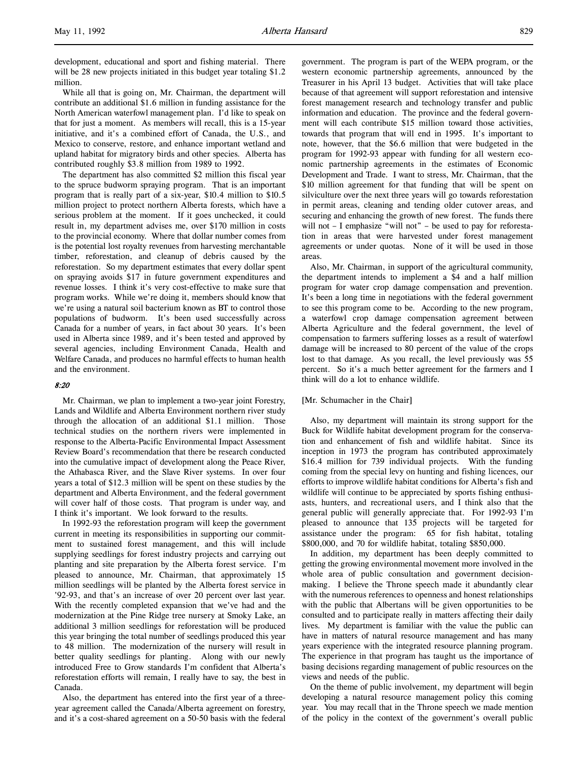development, educational and sport and fishing material. There will be 28 new projects initiated in this budget year totaling $1.2 million.

While all that is going on, Mr. Chairman, the department will contribute an additional $1.6 million in funding assistance for the North American waterfowl management plan. I'd like to speak on that for just a moment. As members will recall, this is a 15-year initiative, and it's a combined effort of Canada, the U.S., and Mexico to conserve, restore, and enhance important wetland and upland habitat for migratory birds and other species. Alberta has contributed roughly $3.8 million from 1989 to 1992.

The department has also committed $2 million this fiscal year to the spruce budworm spraying program. That is an important program that is really part of a six-year, $10.4 million to $10.5 million project to protect northern Alberta forests, which have a serious problem at the moment. If it goes unchecked, it could result in, my department advises me, over $170 million in costs to the provincial economy. Where that dollar number comes from is the potential lost royalty revenues from harvesting merchantable timber, reforestation, and cleanup of debris caused by the reforestation. So my department estimates that every dollar spent on spraying avoids $17 in future government expenditures and revenue losses. I think it's very cost-effective to make sure that program works. While we're doing it, members should know that we're using a natural soil bacterium known as BT to control those populations of budworm. It's been used successfully across Canada for a number of years, in fact about 30 years. It's been used in Alberta since 1989, and it's been tested and approved by several agencies, including Environment Canada, Health and Welfare Canada, and produces no harmful effects to human health and the environment.

*8:20*

Mr. Chairman, we plan to implement a two-year joint Forestry, Lands and Wildlife and Alberta Environment northern river study through the allocation of an additional $1.1 million. Those technical studies on the northern rivers were implemented in response to the Alberta-Pacific Environmental Impact Assessment Review Board's recommendation that there be research conducted into the cumulative impact of development along the Peace River, the Athabasca River, and the Slave River systems. In over four years a total of $12.3 million will be spent on these studies by the department and Alberta Environment, and the federal government will cover half of those costs. That program is under way, and I think it's important. We look forward to the results.

In 1992-93 the reforestation program will keep the government current in meeting its responsibilities in supporting our commitment to sustained forest management, and this will include supplying seedlings for forest industry projects and carrying out planting and site preparation by the Alberta forest service. I'm pleased to announce, Mr. Chairman, that approximately 15 million seedlings will be planted by the Alberta forest service in '92-93, and that's an increase of over 20 percent over last year. With the recently completed expansion that we've had and the modernization at the Pine Ridge tree nursery at Smoky Lake, an additional 3 million seedlings for reforestation will be produced this year bringing the total number of seedlings produced this year to 48 million. The modernization of the nursery will result in better quality seedlings for planting. Along with our newly introduced Free to Grow standards I'm confident that Alberta's reforestation efforts will remain, I really have to say, the best in Canada.

Also, the department has entered into the first year of a three-year agreement called the Canada/Alberta agreement on forestry, and it's a cost-shared agreement on a 50-50 basis with the federal government. The program is part of the WEPA program, or the western economic partnership agreements, announced by the Treasurer in his April 13 budget. Activities that will take place because of that agreement will support reforestation and intensive forest management research and technology transfer and public information and education. The province and the federal government will each contribute $15 million toward those activities, towards that program that will end in 1995. It's important to note, however, that the $6.6 million that were budgeted in the program for 1992-93 appear with funding for all western economic partnership agreements in the estimates of Economic Development and Trade. I want to stress, Mr. Chairman, that the $10 million agreement for that funding that will be spent on silviculture over the next three years will go towards reforestation in permit areas, cleaning and tending older cutover areas, and securing and enhancing the growth of new forest. The funds there will not – I emphasize "will not" – be used to pay for reforestation in areas that were harvested under forest management agreements or under quotas. None of it will be used in those areas.

Also, Mr. Chairman, in support of the agricultural community, the department intends to implement a $4 and a half million program for water crop damage compensation and prevention. It's been a long time in negotiations with the federal government to see this program come to be. According to the new program, a waterfowl crop damage compensation agreement between Alberta Agriculture and the federal government, the level of compensation to farmers suffering losses as a result of waterfowl damage will be increased to 80 percent of the value of the crops lost to that damage. As you recall, the level previously was 55 percent. So it's a much better agreement for the farmers and I think will do a lot to enhance wildlife.

[Mr. Schumacher in the Chair]

Also, my department will maintain its strong support for the Buck for Wildlife habitat development program for the conservation and enhancement of fish and wildlife habitat. Since its inception in 1973 the program has contributed approximately $16.4 million for 739 individual projects. With the funding coming from the special levy on hunting and fishing licences, our efforts to improve wildlife habitat conditions for Alberta's fish and wildlife will continue to be appreciated by sports fishing enthusiasts, hunters, and recreational users, and I think also that the general public will generally appreciate that. For 1992-93 I'm pleased to announce that 135 projects will be targeted for assistance under the program: 65 for fish habitat, totaling $800,000, and 70 for wildlife habitat, totaling $850,000.

In addition, my department has been deeply committed to getting the growing environmental movement more involved in the whole area of public consultation and government decision-making. I believe the Throne speech made it abundantly clear with the numerous references to openness and honest relationships with the public that Albertans will be given opportunities to be consulted and to participate really in matters affecting their daily lives. My department is familiar with the value the public can have in matters of natural resource management and has many years experience with the integrated resource planning program. The experience in that program has taught us the importance of basing decisions regarding management of public resources on the views and needs of the public.

On the theme of public involvement, my department will begin developing a natural resource management policy this coming year. You may recall that in the Throne speech we made mention of the policy in the context of the government's overall public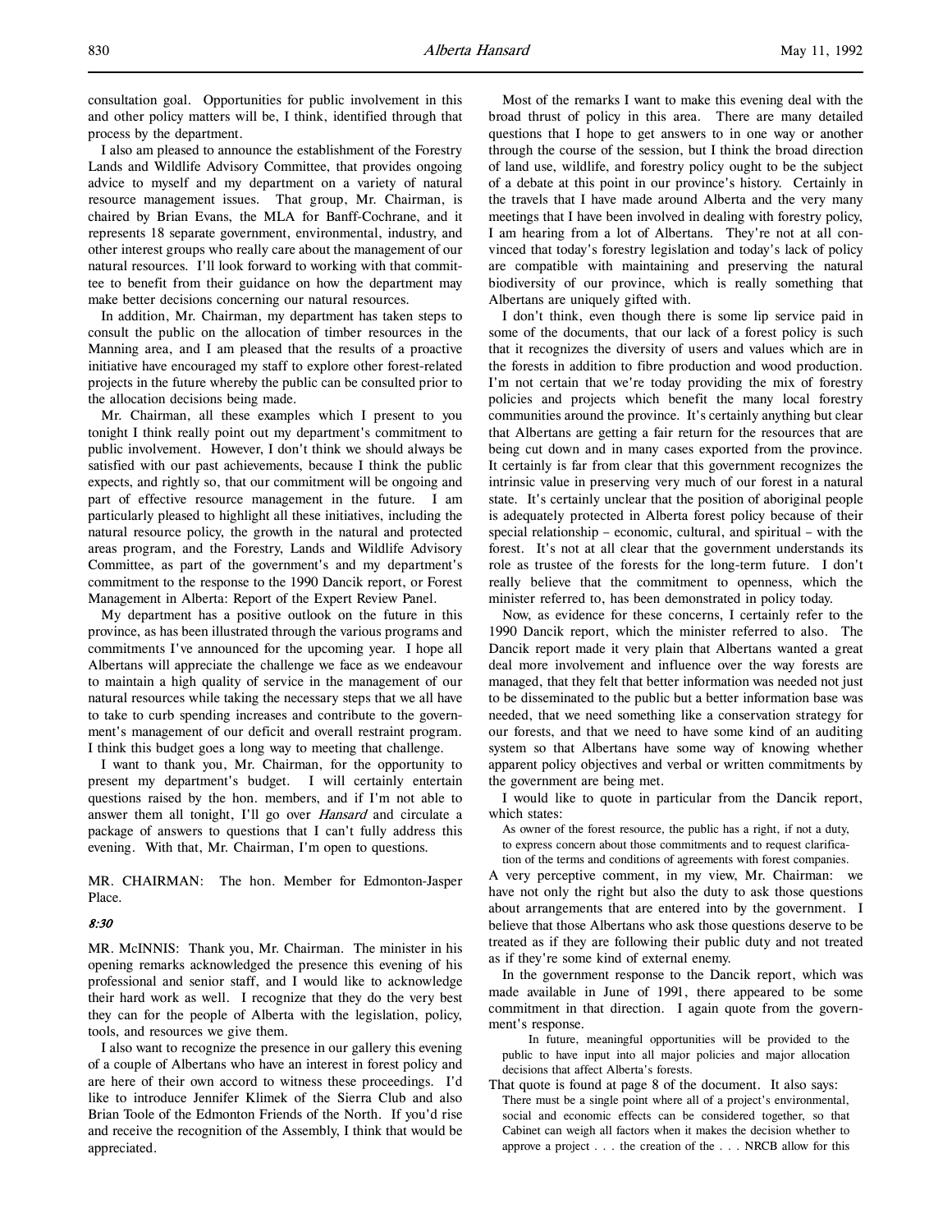consultation goal. Opportunities for public involvement in this and other policy matters will be, I think, identified through that process by the department.

I also am pleased to announce the establishment of the Forestry Lands and Wildlife Advisory Committee, that provides ongoing advice to myself and my department on a variety of natural resource management issues. That group, Mr. Chairman, is chaired by Brian Evans, the MLA for Banff-Cochrane, and it represents 18 separate government, environmental, industry, and other interest groups who really care about the management of our natural resources. I'll look forward to working with that committee to benefit from their guidance on how the department may make better decisions concerning our natural resources.

In addition, Mr. Chairman, my department has taken steps to consult the public on the allocation of timber resources in the Manning area, and I am pleased that the results of a proactive initiative have encouraged my staff to explore other forest-related projects in the future whereby the public can be consulted prior to the allocation decisions being made.

Mr. Chairman, all these examples which I present to you tonight I think really point out my department's commitment to public involvement. However, I don't think we should always be satisfied with our past achievements, because I think the public expects, and rightly so, that our commitment will be ongoing and part of effective resource management in the future. I am particularly pleased to highlight all these initiatives, including the natural resource policy, the growth in the natural and protected areas program, and the Forestry, Lands and Wildlife Advisory Committee, as part of the government's and my department's commitment to the response to the 1990 Dancik report, or Forest Management in Alberta: Report of the Expert Review Panel.

My department has a positive outlook on the future in this province, as has been illustrated through the various programs and commitments I've announced for the upcoming year. I hope all Albertans will appreciate the challenge we face as we endeavour to maintain a high quality of service in the management of our natural resources while taking the necessary steps that we all have to take to curb spending increases and contribute to the government's management of our deficit and overall restraint program. I think this budget goes a long way to meeting that challenge.

I want to thank you, Mr. Chairman, for the opportunity to present my department's budget. I will certainly entertain questions raised by the hon. members, and if I'm not able to answer them all tonight, I'll go over *Hansard* and circulate a package of answers to questions that I can't fully address this evening. With that, Mr. Chairman, I'm open to questions.

MR. CHAIRMAN: The hon. Member for Edmonton-Jasper Place.

***8:30***

MR. McINNIS: Thank you, Mr. Chairman. The minister in his opening remarks acknowledged the presence this evening of his professional and senior staff, and I would like to acknowledge their hard work as well. I recognize that they do the very best they can for the people of Alberta with the legislation, policy, tools, and resources we give them.

I also want to recognize the presence in our gallery this evening of a couple of Albertans who have an interest in forest policy and are here of their own accord to witness these proceedings. I'd like to introduce Jennifer Klimek of the Sierra Club and also Brian Toole of the Edmonton Friends of the North. If you'd rise and receive the recognition of the Assembly, I think that would be appreciated.

Most of the remarks I want to make this evening deal with the broad thrust of policy in this area. There are many detailed questions that I hope to get answers to in one way or another through the course of the session, but I think the broad direction of land use, wildlife, and forestry policy ought to be the subject of a debate at this point in our province's history. Certainly in the travels that I have made around Alberta and the very many meetings that I have been involved in dealing with forestry policy, I am hearing from a lot of Albertans. They're not at all convinced that today's forestry legislation and today's lack of policy are compatible with maintaining and preserving the natural biodiversity of our province, which is really something that Albertans are uniquely gifted with.

I don't think, even though there is some lip service paid in some of the documents, that our lack of a forest policy is such that it recognizes the diversity of users and values which are in the forests in addition to fibre production and wood production. I'm not certain that we're today providing the mix of forestry policies and projects which benefit the many local forestry communities around the province. It's certainly anything but clear that Albertans are getting a fair return for the resources that are being cut down and in many cases exported from the province. It certainly is far from clear that this government recognizes the intrinsic value in preserving very much of our forest in a natural state. It's certainly unclear that the position of aboriginal people is adequately protected in Alberta forest policy because of their special relationship – economic, cultural, and spiritual – with the forest. It's not at all clear that the government understands its role as trustee of the forests for the long-term future. I don't really believe that the commitment to openness, which the minister referred to, has been demonstrated in policy today.

Now, as evidence for these concerns, I certainly refer to the 1990 Dancik report, which the minister referred to also. The Dancik report made it very plain that Albertans wanted a great deal more involvement and influence over the way forests are managed, that they felt that better information was needed not just to be disseminated to the public but a better information base was needed, that we need something like a conservation strategy for our forests, and that we need to have some kind of an auditing system so that Albertans have some way of knowing whether apparent policy objectives and verbal or written commitments by the government are being met.

I would like to quote in particular from the Dancik report, which states:

> As owner of the forest resource, the public has a right, if not a duty, to express concern about those commitments and to request clarification of the terms and conditions of agreements with forest companies.

A very perceptive comment, in my view, Mr. Chairman: we have not only the right but also the duty to ask those questions about arrangements that are entered into by the government. I believe that those Albertans who ask those questions deserve to be treated as if they are following their public duty and not treated as if they're some kind of external enemy.

In the government response to the Dancik report, which was made available in June of 1991, there appeared to be some commitment in that direction. I again quote from the government's response.

> In future, meaningful opportunities will be provided to the public to have input into all major policies and major allocation decisions that affect Alberta's forests.

That quote is found at page 8 of the document. It also says:

> There must be a single point where all of a project's environmental, social and economic effects can be considered together, so that Cabinet can weigh all factors when it makes the decision whether to approve a project . . . the creation of the . . . NRCB allow for this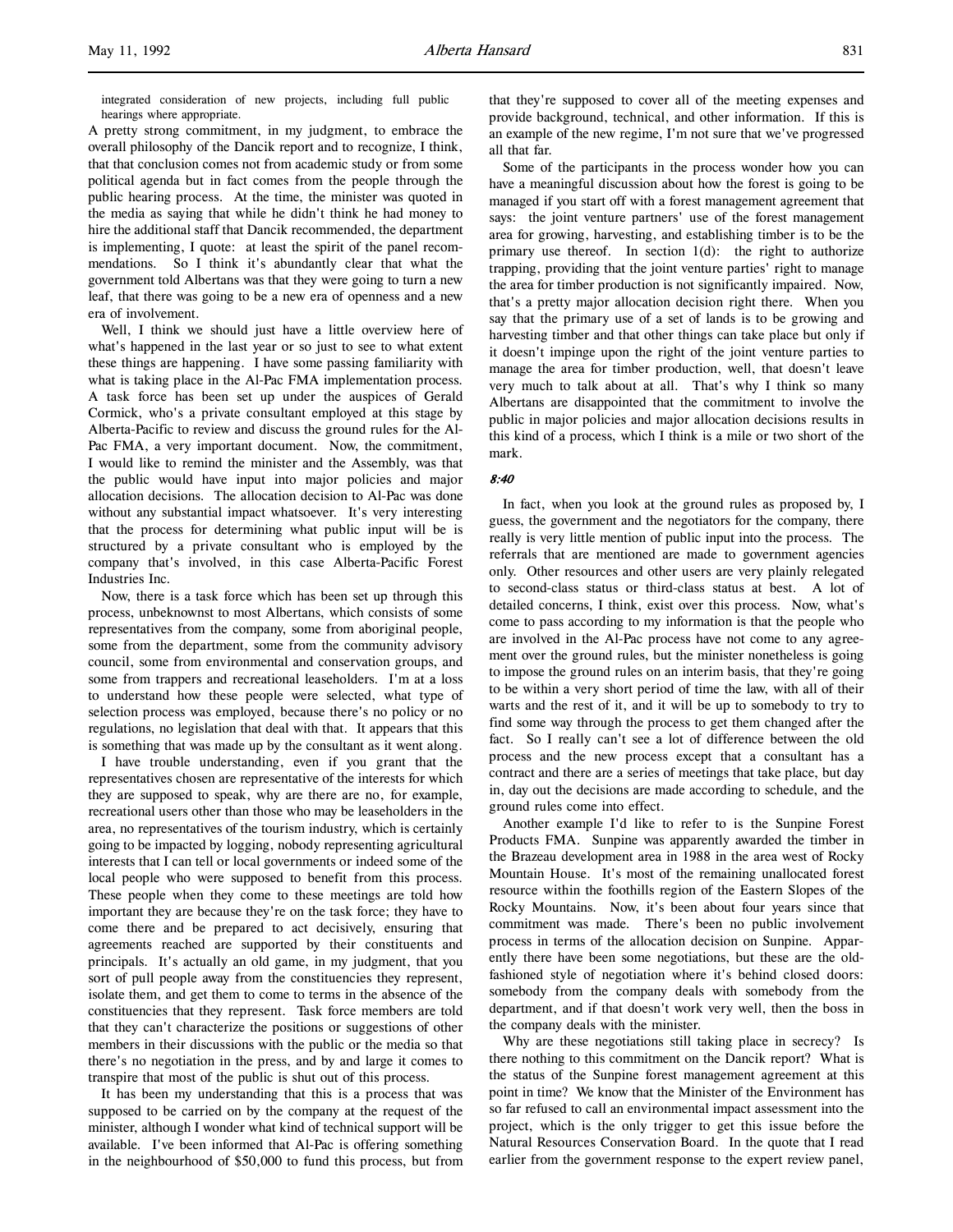integrated consideration of new projects, including full public hearings where appropriate.

A pretty strong commitment, in my judgment, to embrace the overall philosophy of the Dancik report and to recognize, I think, that that conclusion comes not from academic study or from some political agenda but in fact comes from the people through the public hearing process. At the time, the minister was quoted in the media as saying that while he didn't think he had money to hire the additional staff that Dancik recommended, the department is implementing, I quote: at least the spirit of the panel recommendations. So I think it's abundantly clear that what the government told Albertans was that they were going to turn a new leaf, that there was going to be a new era of openness and a new era of involvement.

Well, I think we should just have a little overview here of what's happened in the last year or so just to see to what extent these things are happening. I have some passing familiarity with what is taking place in the Al-Pac FMA implementation process. A task force has been set up under the auspices of Gerald Cormick, who's a private consultant employed at this stage by Alberta-Pacific to review and discuss the ground rules for the Al-Pac FMA, a very important document. Now, the commitment, I would like to remind the minister and the Assembly, was that the public would have input into major policies and major allocation decisions. The allocation decision to Al-Pac was done without any substantial impact whatsoever. It's very interesting that the process for determining what public input will be is structured by a private consultant who is employed by the company that's involved, in this case Alberta-Pacific Forest Industries Inc.

Now, there is a task force which has been set up through this process, unbeknownst to most Albertans, which consists of some representatives from the company, some from aboriginal people, some from the department, some from the community advisory council, some from environmental and conservation groups, and some from trappers and recreational leaseholders. I'm at a loss to understand how these people were selected, what type of selection process was employed, because there's no policy or no regulations, no legislation that deal with that. It appears that this is something that was made up by the consultant as it went along.

I have trouble understanding, even if you grant that the representatives chosen are representative of the interests for which they are supposed to speak, why are there are no, for example, recreational users other than those who may be leaseholders in the area, no representatives of the tourism industry, which is certainly going to be impacted by logging, nobody representing agricultural interests that I can tell or local governments or indeed some of the local people who were supposed to benefit from this process. These people when they come to these meetings are told how important they are because they're on the task force; they have to come there and be prepared to act decisively, ensuring that agreements reached are supported by their constituents and principals. It's actually an old game, in my judgment, that you sort of pull people away from the constituencies they represent, isolate them, and get them to come to terms in the absence of the constituencies that they represent. Task force members are told that they can't characterize the positions or suggestions of other members in their discussions with the public or the media so that there's no negotiation in the press, and by and large it comes to transpire that most of the public is shut out of this process.

It has been my understanding that this is a process that was supposed to be carried on by the company at the request of the minister, although I wonder what kind of technical support will be available. I've been informed that Al-Pac is offering something in the neighbourhood of $50,000 to fund this process, but from that they're supposed to cover all of the meeting expenses and provide background, technical, and other information. If this is an example of the new regime, I'm not sure that we've progressed all that far.

Some of the participants in the process wonder how you can have a meaningful discussion about how the forest is going to be managed if you start off with a forest management agreement that says: the joint venture partners' use of the forest management area for growing, harvesting, and establishing timber is to be the primary use thereof. In section 1(d): the right to authorize trapping, providing that the joint venture parties' right to manage the area for timber production is not significantly impaired. Now, that's a pretty major allocation decision right there. When you say that the primary use of a set of lands is to be growing and harvesting timber and that other things can take place but only if it doesn't impinge upon the right of the joint venture parties to manage the area for timber production, well, that doesn't leave very much to talk about at all. That's why I think so many Albertans are disappointed that the commitment to involve the public in major policies and major allocation decisions results in this kind of a process, which I think is a mile or two short of the mark.

*8:40*

In fact, when you look at the ground rules as proposed by, I guess, the government and the negotiators for the company, there really is very little mention of public input into the process. The referrals that are mentioned are made to government agencies only. Other resources and other users are very plainly relegated to second-class status or third-class status at best. A lot of detailed concerns, I think, exist over this process. Now, what's come to pass according to my information is that the people who are involved in the Al-Pac process have not come to any agreement over the ground rules, but the minister nonetheless is going to impose the ground rules on an interim basis, that they're going to be within a very short period of time the law, with all of their warts and the rest of it, and it will be up to somebody to try to find some way through the process to get them changed after the fact. So I really can't see a lot of difference between the old process and the new process except that a consultant has a contract and there are a series of meetings that take place, but day in, day out the decisions are made according to schedule, and the ground rules come into effect.

Another example I'd like to refer to is the Sunpine Forest Products FMA. Sunpine was apparently awarded the timber in the Brazeau development area in 1988 in the area west of Rocky Mountain House. It's most of the remaining unallocated forest resource within the foothills region of the Eastern Slopes of the Rocky Mountains. Now, it's been about four years since that commitment was made. There's been no public involvement process in terms of the allocation decision on Sunpine. Apparently there have been some negotiations, but these are the old-fashioned style of negotiation where it's behind closed doors: somebody from the company deals with somebody from the department, and if that doesn't work very well, then the boss in the company deals with the minister.

Why are these negotiations still taking place in secrecy? Is there nothing to this commitment on the Dancik report? What is the status of the Sunpine forest management agreement at this point in time? We know that the Minister of the Environment has so far refused to call an environmental impact assessment into the project, which is the only trigger to get this issue before the Natural Resources Conservation Board. In the quote that I read earlier from the government response to the expert review panel,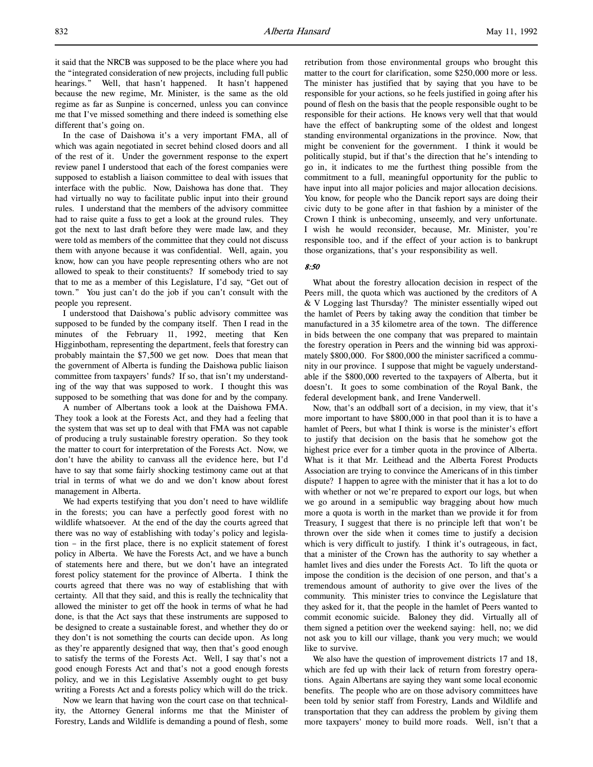it said that the NRCB was supposed to be the place where you had the "integrated consideration of new projects, including full public hearings." Well, that hasn't happened. It hasn't happened because the new regime, Mr. Minister, is the same as the old regime as far as Sunpine is concerned, unless you can convince me that I've missed something and there indeed is something else different that's going on.

In the case of Daishowa it's a very important FMA, all of which was again negotiated in secret behind closed doors and all of the rest of it. Under the government response to the expert review panel I understood that each of the forest companies were supposed to establish a liaison committee to deal with issues that interface with the public. Now, Daishowa has done that. They had virtually no way to facilitate public input into their ground rules. I understand that the members of the advisory committee had to raise quite a fuss to get a look at the ground rules. They got the next to last draft before they were made law, and they were told as members of the committee that they could not discuss them with anyone because it was confidential. Well, again, you know, how can you have people representing others who are not allowed to speak to their constituents? If somebody tried to say that to me as a member of this Legislature, I'd say, "Get out of town." You just can't do the job if you can't consult with the people you represent.

I understood that Daishowa's public advisory committee was supposed to be funded by the company itself. Then I read in the minutes of the February 11, 1992, meeting that Ken Higginbotham, representing the department, feels that forestry can probably maintain the $7,500 we get now. Does that mean that the government of Alberta is funding the Daishowa public liaison committee from taxpayers' funds? If so, that isn't my understanding of the way that was supposed to work. I thought this was supposed to be something that was done for and by the company.

A number of Albertans took a look at the Daishowa FMA. They took a look at the Forests Act, and they had a feeling that the system that was set up to deal with that FMA was not capable of producing a truly sustainable forestry operation. So they took the matter to court for interpretation of the Forests Act. Now, we don't have the ability to canvass all the evidence here, but I'd have to say that some fairly shocking testimony came out at that trial in terms of what we do and we don't know about forest management in Alberta.

We had experts testifying that you don't need to have wildlife in the forests; you can have a perfectly good forest with no wildlife whatsoever. At the end of the day the courts agreed that there was no way of establishing with today's policy and legislation – in the first place, there is no explicit statement of forest policy in Alberta. We have the Forests Act, and we have a bunch of statements here and there, but we don't have an integrated forest policy statement for the province of Alberta. I think the courts agreed that there was no way of establishing that with certainty. All that they said, and this is really the technicality that allowed the minister to get off the hook in terms of what he had done, is that the Act says that these instruments are supposed to be designed to create a sustainable forest, and whether they do or they don't is not something the courts can decide upon. As long as they're apparently designed that way, then that's good enough to satisfy the terms of the Forests Act. Well, I say that's not a good enough Forests Act and that's not a good enough forests policy, and we in this Legislative Assembly ought to get busy writing a Forests Act and a forests policy which will do the trick.

Now we learn that having won the court case on that technicality, the Attorney General informs me that the Minister of Forestry, Lands and Wildlife is demanding a pound of flesh, some retribution from those environmental groups who brought this matter to the court for clarification, some $250,000 more or less. The minister has justified that by saying that you have to be responsible for your actions, so he feels justified in going after his pound of flesh on the basis that the people responsible ought to be responsible for their actions. He knows very well that that would have the effect of bankrupting some of the oldest and longest standing environmental organizations in the province. Now, that might be convenient for the government. I think it would be politically stupid, but if that's the direction that he's intending to go in, it indicates to me the furthest thing possible from the commitment to a full, meaningful opportunity for the public to have input into all major policies and major allocation decisions. You know, for people who the Dancik report says are doing their civic duty to be gone after in that fashion by a minister of the Crown I think is unbecoming, unseemly, and very unfortunate. I wish he would reconsider, because, Mr. Minister, you're responsible too, and if the effect of your action is to bankrupt those organizations, that's your responsibility as well.

*8:50*

What about the forestry allocation decision in respect of the Peers mill, the quota which was auctioned by the creditors of A & V Logging last Thursday? The minister essentially wiped out the hamlet of Peers by taking away the condition that timber be manufactured in a 35 kilometre area of the town. The difference in bids between the one company that was prepared to maintain the forestry operation in Peers and the winning bid was approximately $800,000. For $800,000 the minister sacrificed a community in our province. I suppose that might be vaguely understandable if the $800,000 reverted to the taxpayers of Alberta, but it doesn't. It goes to some combination of the Royal Bank, the federal development bank, and Irene Vanderwell.

Now, that's an oddball sort of a decision, in my view, that it's more important to have $800,000 in that pool than it is to have a hamlet of Peers, but what I think is worse is the minister's effort to justify that decision on the basis that he somehow got the highest price ever for a timber quota in the province of Alberta. What is it that Mr. Leithead and the Alberta Forest Products Association are trying to convince the Americans of in this timber dispute? I happen to agree with the minister that it has a lot to do with whether or not we're prepared to export our logs, but when we go around in a semipublic way bragging about how much more a quota is worth in the market than we provide it for from Treasury, I suggest that there is no principle left that won't be thrown over the side when it comes time to justify a decision which is very difficult to justify. I think it's outrageous, in fact, that a minister of the Crown has the authority to say whether a hamlet lives and dies under the Forests Act. To lift the quota or impose the condition is the decision of one person, and that's a tremendous amount of authority to give over the lives of the community. This minister tries to convince the Legislature that they asked for it, that the people in the hamlet of Peers wanted to commit economic suicide. Baloney they did. Virtually all of them signed a petition over the weekend saying: hell, no; we did not ask you to kill our village, thank you very much; we would like to survive.

We also have the question of improvement districts 17 and 18, which are fed up with their lack of return from forestry operations. Again Albertans are saying they want some local economic benefits. The people who are on those advisory committees have been told by senior staff from Forestry, Lands and Wildlife and transportation that they can address the problem by giving them more taxpayers' money to build more roads. Well, isn't that a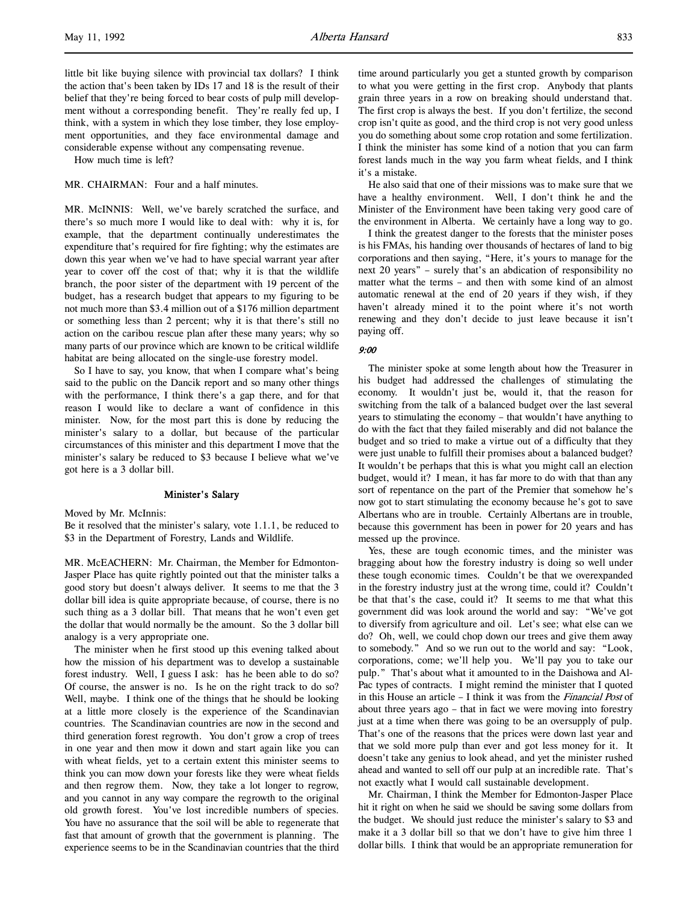little bit like buying silence with provincial tax dollars? I think the action that's been taken by IDs 17 and 18 is the result of their belief that they're being forced to bear costs of pulp mill development without a corresponding benefit. They're really fed up, I think, with a system in which they lose timber, they lose employment opportunities, and they face environmental damage and considerable expense without any compensating revenue.

How much time is left?

MR. CHAIRMAN: Four and a half minutes.

MR. McINNIS: Well, we've barely scratched the surface, and there's so much more I would like to deal with: why it is, for example, that the department continually underestimates the expenditure that's required for fire fighting; why the estimates are down this year when we've had to have special warrant year after year to cover off the cost of that; why it is that the wildlife branch, the poor sister of the department with 19 percent of the budget, has a research budget that appears to my figuring to be not much more than $3.4 million out of a $176 million department or something less than 2 percent; why it is that there's still no action on the caribou rescue plan after these many years; why so many parts of our province which are known to be critical wildlife habitat are being allocated on the single-use forestry model.

So I have to say, you know, that when I compare what's being said to the public on the Dancik report and so many other things with the performance, I think there's a gap there, and for that reason I would like to declare a want of confidence in this minister. Now, for the most part this is done by reducing the minister's salary to a dollar, but because of the particular circumstances of this minister and this department I move that the minister's salary be reduced to $3 because I believe what we've got here is a 3 dollar bill.

### Minister's Salary

Moved by Mr. McInnis:
Be it resolved that the minister's salary, vote 1.1.1, be reduced to $3 in the Department of Forestry, Lands and Wildlife.

MR. McEACHERN: Mr. Chairman, the Member for Edmonton-Jasper Place has quite rightly pointed out that the minister talks a good story but doesn't always deliver. It seems to me that the 3 dollar bill idea is quite appropriate because, of course, there is no such thing as a 3 dollar bill. That means that he won't even get the dollar that would normally be the amount. So the 3 dollar bill analogy is a very appropriate one.

The minister when he first stood up this evening talked about how the mission of his department was to develop a sustainable forest industry. Well, I guess I ask: has he been able to do so? Of course, the answer is no. Is he on the right track to do so? Well, maybe. I think one of the things that he should be looking at a little more closely is the experience of the Scandinavian countries. The Scandinavian countries are now in the second and third generation forest regrowth. You don't grow a crop of trees in one year and then mow it down and start again like you can with wheat fields, yet to a certain extent this minister seems to think you can mow down your forests like they were wheat fields and then regrow them. Now, they take a lot longer to regrow, and you cannot in any way compare the regrowth to the original old growth forest. You've lost incredible numbers of species. You have no assurance that the soil will be able to regenerate that fast that amount of growth that the government is planning. The experience seems to be in the Scandinavian countries that the third time around particularly you get a stunted growth by comparison to what you were getting in the first crop. Anybody that plants grain three years in a row on breaking should understand that. The first crop is always the best. If you don't fertilize, the second crop isn't quite as good, and the third crop is not very good unless you do something about some crop rotation and some fertilization. I think the minister has some kind of a notion that you can farm forest lands much in the way you farm wheat fields, and I think it's a mistake.

He also said that one of their missions was to make sure that we have a healthy environment. Well, I don't think he and the Minister of the Environment have been taking very good care of the environment in Alberta. We certainly have a long way to go.

I think the greatest danger to the forests that the minister poses is his FMAs, his handing over thousands of hectares of land to big corporations and then saying, "Here, it's yours to manage for the next 20 years" – surely that's an abdication of responsibility no matter what the terms – and then with some kind of an almost automatic renewal at the end of 20 years if they wish, if they haven't already mined it to the point where it's not worth renewing and they don't decide to just leave because it isn't paying off.

*9:00*

The minister spoke at some length about how the Treasurer in his budget had addressed the challenges of stimulating the economy. It wouldn't just be, would it, that the reason for switching from the talk of a balanced budget over the last several years to stimulating the economy – that wouldn't have anything to do with the fact that they failed miserably and did not balance the budget and so tried to make a virtue out of a difficulty that they were just unable to fulfill their promises about a balanced budget? It wouldn't be perhaps that this is what you might call an election budget, would it? I mean, it has far more to do with that than any sort of repentance on the part of the Premier that somehow he's now got to start stimulating the economy because he's got to save Albertans who are in trouble. Certainly Albertans are in trouble, because this government has been in power for 20 years and has messed up the province.

Yes, these are tough economic times, and the minister was bragging about how the forestry industry is doing so well under these tough economic times. Couldn't be that we overexpanded in the forestry industry just at the wrong time, could it? Couldn't be that that's the case, could it? It seems to me that what this government did was look around the world and say: "We've got to diversify from agriculture and oil. Let's see; what else can we do? Oh, well, we could chop down our trees and give them away to somebody." And so we run out to the world and say: "Look, corporations, come; we'll help you. We'll pay you to take our pulp." That's about what it amounted to in the Daishowa and Al-Pac types of contracts. I might remind the minister that I quoted in this House an article – I think it was from the *Financial Post* of about three years ago – that in fact we were moving into forestry just at a time when there was going to be an oversupply of pulp. That's one of the reasons that the prices were down last year and that we sold more pulp than ever and got less money for it. It doesn't take any genius to look ahead, and yet the minister rushed ahead and wanted to sell off our pulp at an incredible rate. That's not exactly what I would call sustainable development.

Mr. Chairman, I think the Member for Edmonton-Jasper Place hit it right on when he said we should be saving some dollars from the budget. We should just reduce the minister's salary to $3 and make it a 3 dollar bill so that we don't have to give him three 1 dollar bills. I think that would be an appropriate remuneration for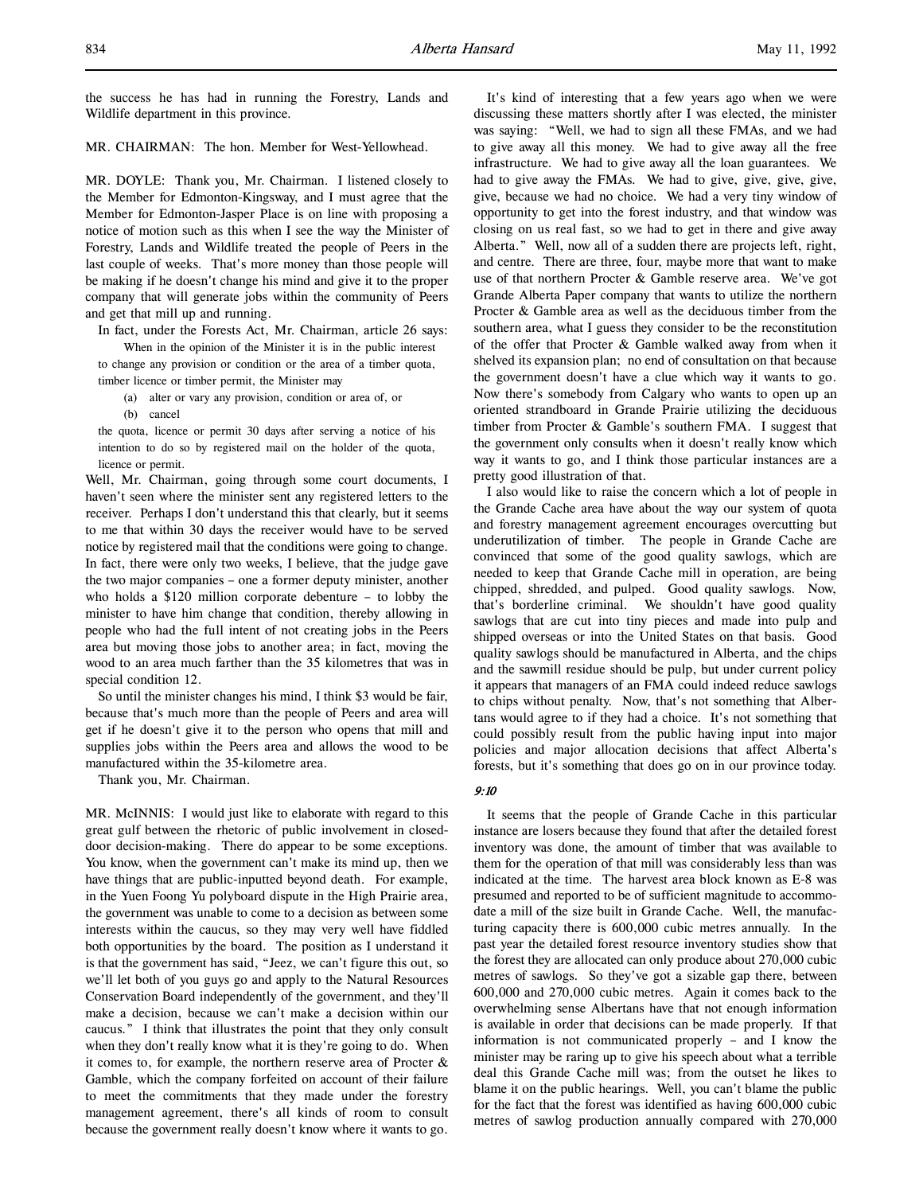the success he has had in running the Forestry, Lands and Wildlife department in this province.

MR. CHAIRMAN: The hon. Member for West-Yellowhead.

MR. DOYLE: Thank you, Mr. Chairman. I listened closely to the Member for Edmonton-Kingsway, and I must agree that the Member for Edmonton-Jasper Place is on line with proposing a notice of motion such as this when I see the way the Minister of Forestry, Lands and Wildlife treated the people of Peers in the last couple of weeks. That's more money than those people will be making if he doesn't change his mind and give it to the proper company that will generate jobs within the community of Peers and get that mill up and running.

In fact, under the Forests Act, Mr. Chairman, article 26 says:

> When in the opinion of the Minister it is in the public interest to change any provision or condition or the area of a timber quota, timber licence or timber permit, the Minister may
>
> (a) alter or vary any provision, condition or area of, or
>
> (b) cancel
>
> the quota, licence or permit 30 days after serving a notice of his intention to do so by registered mail on the holder of the quota, licence or permit.

Well, Mr. Chairman, going through some court documents, I haven't seen where the minister sent any registered letters to the receiver. Perhaps I don't understand this that clearly, but it seems to me that within 30 days the receiver would have to be served notice by registered mail that the conditions were going to change. In fact, there were only two weeks, I believe, that the judge gave the two major companies – one a former deputy minister, another who holds a $120 million corporate debenture – to lobby the minister to have him change that condition, thereby allowing in people who had the full intent of not creating jobs in the Peers area but moving those jobs to another area; in fact, moving the wood to an area much farther than the 35 kilometres that was in special condition 12.

So until the minister changes his mind, I think $3 would be fair, because that's much more than the people of Peers and area will get if he doesn't give it to the person who opens that mill and supplies jobs within the Peers area and allows the wood to be manufactured within the 35-kilometre area.

Thank you, Mr. Chairman.

MR. McINNIS: I would just like to elaborate with regard to this great gulf between the rhetoric of public involvement in closed-door decision-making. There do appear to be some exceptions. You know, when the government can't make its mind up, then we have things that are public-inputted beyond death. For example, in the Yuen Foong Yu polyboard dispute in the High Prairie area, the government was unable to come to a decision as between some interests within the caucus, so they may very well have fiddled both opportunities by the board. The position as I understand it is that the government has said, "Jeez, we can't figure this out, so we'll let both of you guys go and apply to the Natural Resources Conservation Board independently of the government, and they'll make a decision, because we can't make a decision within our caucus." I think that illustrates the point that they only consult when they don't really know what it is they're going to do. When it comes to, for example, the northern reserve area of Procter & Gamble, which the company forfeited on account of their failure to meet the commitments that they made under the forestry management agreement, there's all kinds of room to consult because the government really doesn't know where it wants to go.

It's kind of interesting that a few years ago when we were discussing these matters shortly after I was elected, the minister was saying: "Well, we had to sign all these FMAs, and we had to give away all this money. We had to give away all the free infrastructure. We had to give away all the loan guarantees. We had to give away the FMAs. We had to give, give, give, give, give, because we had no choice. We had a very tiny window of opportunity to get into the forest industry, and that window was closing on us real fast, so we had to get in there and give away Alberta." Well, now all of a sudden there are projects left, right, and centre. There are three, four, maybe more that want to make use of that northern Procter & Gamble reserve area. We've got Grande Alberta Paper company that wants to utilize the northern Procter & Gamble area as well as the deciduous timber from the southern area, what I guess they consider to be the reconstitution of the offer that Procter & Gamble walked away from when it shelved its expansion plan; no end of consultation on that because the government doesn't have a clue which way it wants to go. Now there's somebody from Calgary who wants to open up an oriented strandboard in Grande Prairie utilizing the deciduous timber from Procter & Gamble's southern FMA. I suggest that the government only consults when it doesn't really know which way it wants to go, and I think those particular instances are a pretty good illustration of that.

I also would like to raise the concern which a lot of people in the Grande Cache area have about the way our system of quota and forestry management agreement encourages overcutting but underutilization of timber. The people in Grande Cache are convinced that some of the good quality sawlogs, which are needed to keep that Grande Cache mill in operation, are being chipped, shredded, and pulped. Good quality sawlogs. Now, that's borderline criminal. We shouldn't have good quality sawlogs that are cut into tiny pieces and made into pulp and shipped overseas or into the United States on that basis. Good quality sawlogs should be manufactured in Alberta, and the chips and the sawmill residue should be pulp, but under current policy it appears that managers of an FMA could indeed reduce sawlogs to chips without penalty. Now, that's not something that Albertans would agree to if they had a choice. It's not something that could possibly result from the public having input into major policies and major allocation decisions that affect Alberta's forests, but it's something that does go on in our province today.

*9:10*

It seems that the people of Grande Cache in this particular instance are losers because they found that after the detailed forest inventory was done, the amount of timber that was available to them for the operation of that mill was considerably less than was indicated at the time. The harvest area block known as E-8 was presumed and reported to be of sufficient magnitude to accommodate a mill of the size built in Grande Cache. Well, the manufacturing capacity there is 600,000 cubic metres annually. In the past year the detailed forest resource inventory studies show that the forest they are allocated can only produce about 270,000 cubic metres of sawlogs. So they've got a sizable gap there, between 600,000 and 270,000 cubic metres. Again it comes back to the overwhelming sense Albertans have that not enough information is available in order that decisions can be made properly. If that information is not communicated properly – and I know the minister may be raring up to give his speech about what a terrible deal this Grande Cache mill was; from the outset he likes to blame it on the public hearings. Well, you can't blame the public for the fact that the forest was identified as having 600,000 cubic metres of sawlog production annually compared with 270,000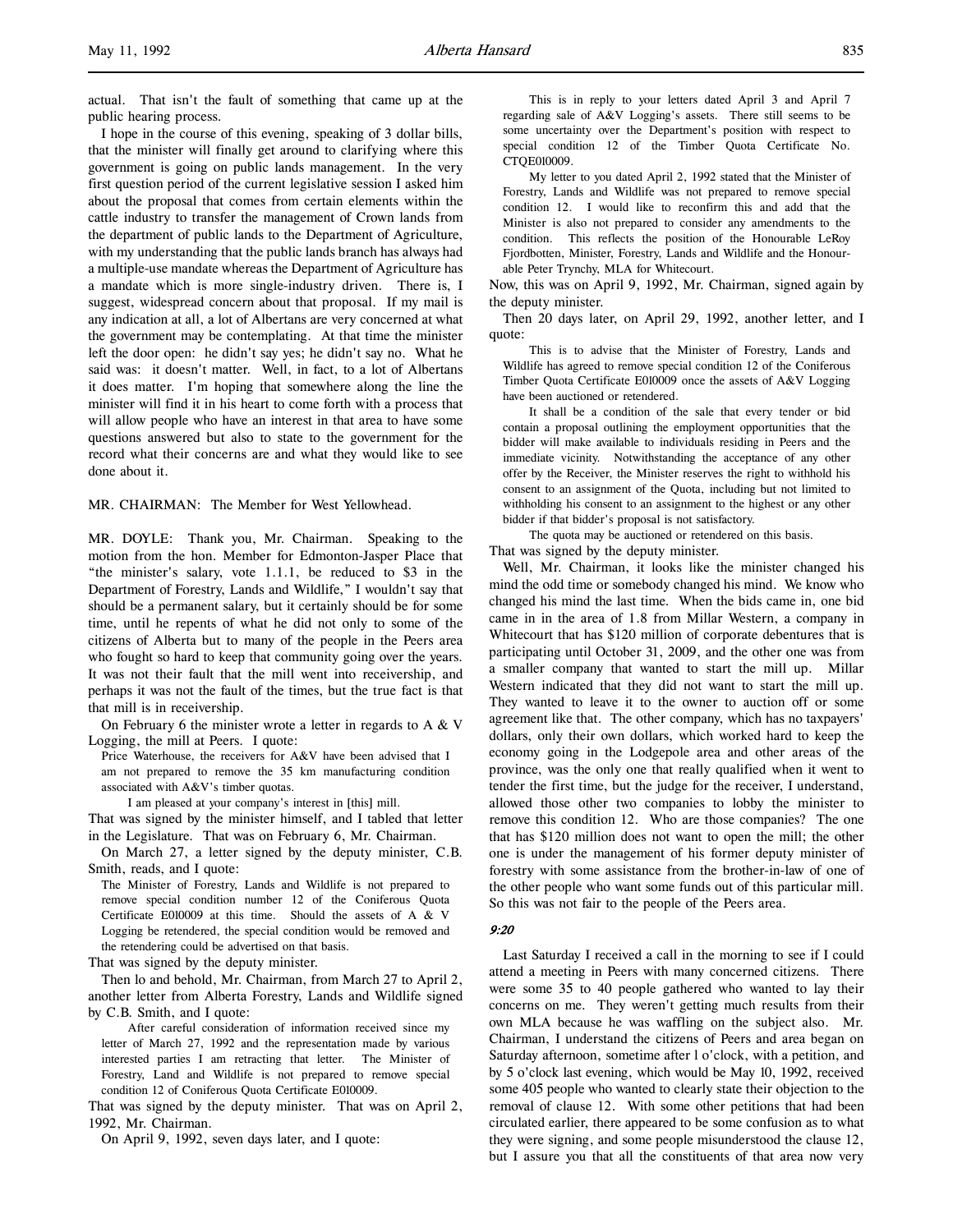actual. That isn't the fault of something that came up at the public hearing process.

I hope in the course of this evening, speaking of 3 dollar bills, that the minister will finally get around to clarifying where this government is going on public lands management. In the very first question period of the current legislative session I asked him about the proposal that comes from certain elements within the cattle industry to transfer the management of Crown lands from the department of public lands to the Department of Agriculture, with my understanding that the public lands branch has always had a multiple-use mandate whereas the Department of Agriculture has a mandate which is more single-industry driven. There is, I suggest, widespread concern about that proposal. If my mail is any indication at all, a lot of Albertans are very concerned at what the government may be contemplating. At that time the minister left the door open: he didn't say yes; he didn't say no. What he said was: it doesn't matter. Well, in fact, to a lot of Albertans it does matter. I'm hoping that somewhere along the line the minister will find it in his heart to come forth with a process that will allow people who have an interest in that area to have some questions answered but also to state to the government for the record what their concerns are and what they would like to see done about it.

MR. CHAIRMAN: The Member for West Yellowhead.

MR. DOYLE: Thank you, Mr. Chairman. Speaking to the motion from the hon. Member for Edmonton-Jasper Place that "the minister's salary, vote 1.1.1, be reduced to $3 in the Department of Forestry, Lands and Wildlife," I wouldn't say that should be a permanent salary, but it certainly should be for some time, until he repents of what he did not only to some of the citizens of Alberta but to many of the people in the Peers area who fought so hard to keep that community going over the years. It was not their fault that the mill went into receivership, and perhaps it was not the fault of the times, but the true fact is that that mill is in receivership.

On February 6 the minister wrote a letter in regards to A & V Logging, the mill at Peers. I quote:

> Price Waterhouse, the receivers for A&V have been advised that I am not prepared to remove the 35 km manufacturing condition associated with A&V's timber quotas.
>
> I am pleased at your company's interest in [this] mill.

That was signed by the minister himself, and I tabled that letter in the Legislature. That was on February 6, Mr. Chairman.

On March 27, a letter signed by the deputy minister, C.B. Smith, reads, and I quote:

> The Minister of Forestry, Lands and Wildlife is not prepared to remove special condition number 12 of the Coniferous Quota Certificate E010009 at this time. Should the assets of A & V Logging be retendered, the special condition would be removed and the retendering could be advertised on that basis.

That was signed by the deputy minister.

Then lo and behold, Mr. Chairman, from March 27 to April 2, another letter from Alberta Forestry, Lands and Wildlife signed by C.B. Smith, and I quote:

> After careful consideration of information received since my letter of March 27, 1992 and the representation made by various interested parties I am retracting that letter. The Minister of Forestry, Land and Wildlife is not prepared to remove special condition 12 of Coniferous Quota Certificate E010009.

That was signed by the deputy minister. That was on April 2, 1992, Mr. Chairman.

On April 9, 1992, seven days later, and I quote:

> This is in reply to your letters dated April 3 and April 7 regarding sale of A&V Logging's assets. There still seems to be some uncertainty over the Department's position with respect to special condition 12 of the Timber Quota Certificate No. CTQE010009.
>
> My letter to you dated April 2, 1992 stated that the Minister of Forestry, Lands and Wildlife was not prepared to remove special condition 12. I would like to reconfirm this and add that the Minister is also not prepared to consider any amendments to the condition. This reflects the position of the Honourable LeRoy Fjordbotten, Minister, Forestry, Lands and Wildlife and the Honourable Peter Trynchy, MLA for Whitecourt.

Now, this was on April 9, 1992, Mr. Chairman, signed again by the deputy minister.

Then 20 days later, on April 29, 1992, another letter, and I quote:

> This is to advise that the Minister of Forestry, Lands and Wildlife has agreed to remove special condition 12 of the Coniferous Timber Quota Certificate E010009 once the assets of A&V Logging have been auctioned or retendered.
>
> It shall be a condition of the sale that every tender or bid contain a proposal outlining the employment opportunities that the bidder will make available to individuals residing in Peers and the immediate vicinity. Notwithstanding the acceptance of any other offer by the Receiver, the Minister reserves the right to withhold his consent to an assignment of the Quota, including but not limited to withholding his consent to an assignment to the highest or any other bidder if that bidder's proposal is not satisfactory.
>
> The quota may be auctioned or retendered on this basis.

That was signed by the deputy minister.

Well, Mr. Chairman, it looks like the minister changed his mind the odd time or somebody changed his mind. We know who changed his mind the last time. When the bids came in, one bid came in in the area of 1.8 from Millar Western, a company in Whitecourt that has $120 million of corporate debentures that is participating until October 31, 2009, and the other one was from a smaller company that wanted to start the mill up. Millar Western indicated that they did not want to start the mill up. They wanted to leave it to the owner to auction off or some agreement like that. The other company, which has no taxpayers' dollars, only their own dollars, which worked hard to keep the economy going in the Lodgepole area and other areas of the province, was the only one that really qualified when it went to tender the first time, but the judge for the receiver, I understand, allowed those other two companies to lobby the minister to remove this condition 12. Who are those companies? The one that has $120 million does not want to open the mill; the other one is under the management of his former deputy minister of forestry with some assistance from the brother-in-law of one of the other people who want some funds out of this particular mill. So this was not fair to the people of the Peers area.

*9:20*

Last Saturday I received a call in the morning to see if I could attend a meeting in Peers with many concerned citizens. There were some 35 to 40 people gathered who wanted to lay their concerns on me. They weren't getting much results from their own MLA because he was waffling on the subject also. Mr. Chairman, I understand the citizens of Peers and area began on Saturday afternoon, sometime after l o'clock, with a petition, and by 5 o'clock last evening, which would be May 10, 1992, received some 405 people who wanted to clearly state their objection to the removal of clause 12. With some other petitions that had been circulated earlier, there appeared to be some confusion as to what they were signing, and some people misunderstood the clause 12, but I assure you that all the constituents of that area now very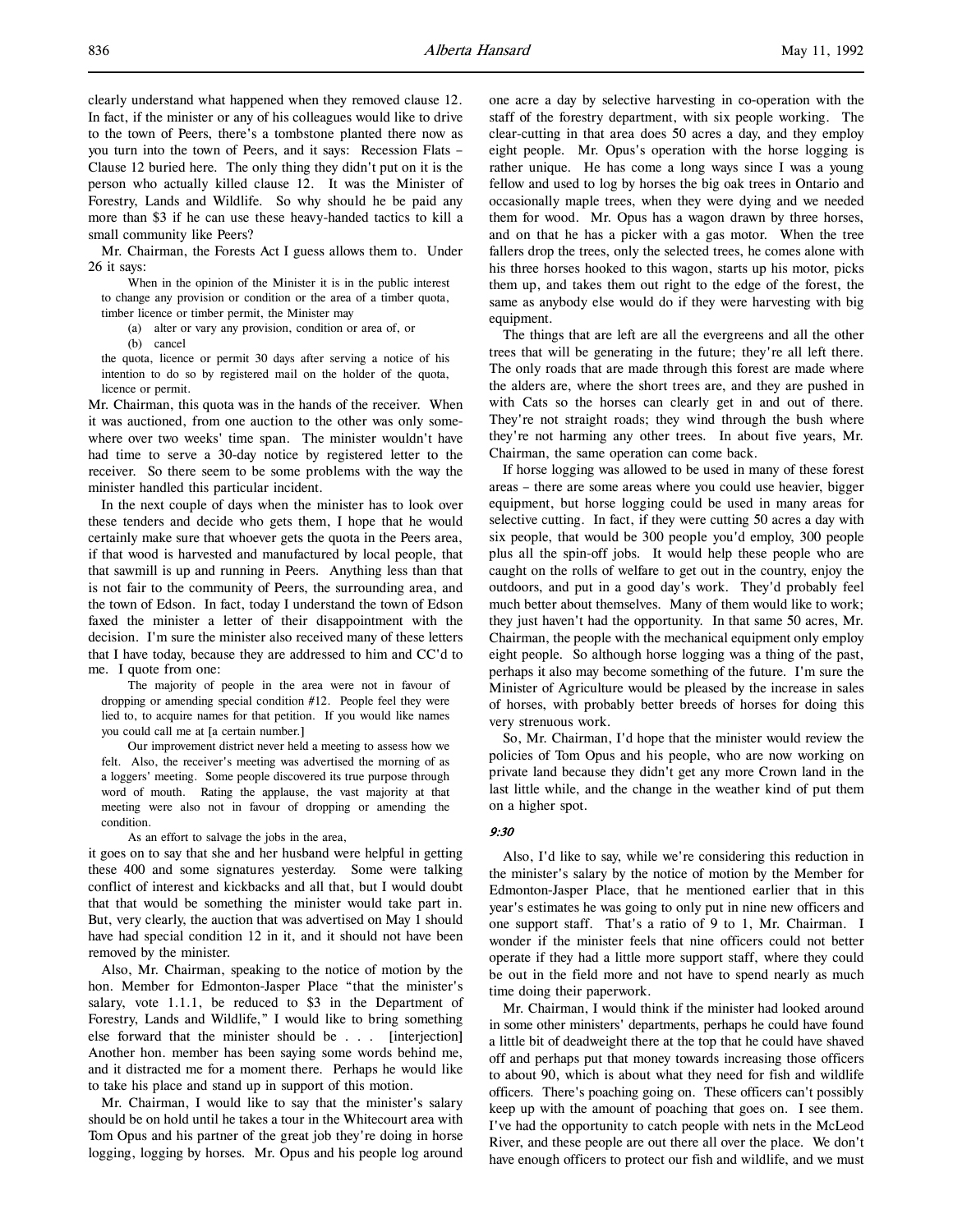clearly understand what happened when they removed clause 12. In fact, if the minister or any of his colleagues would like to drive to the town of Peers, there's a tombstone planted there now as you turn into the town of Peers, and it says: Recession Flats – Clause 12 buried here. The only thing they didn't put on it is the person who actually killed clause 12. It was the Minister of Forestry, Lands and Wildlife. So why should he be paid any more than $3 if he can use these heavy-handed tactics to kill a small community like Peers?

Mr. Chairman, the Forests Act I guess allows them to. Under 26 it says:

> When in the opinion of the Minister it is in the public interest to change any provision or condition or the area of a timber quota, timber licence or timber permit, the Minister may
>
> (a) alter or vary any provision, condition or area of, or
>
> (b) cancel
>
> the quota, licence or permit 30 days after serving a notice of his intention to do so by registered mail on the holder of the quota, licence or permit.

Mr. Chairman, this quota was in the hands of the receiver. When it was auctioned, from one auction to the other was only somewhere over two weeks' time span. The minister wouldn't have had time to serve a 30-day notice by registered letter to the receiver. So there seem to be some problems with the way the minister handled this particular incident.

In the next couple of days when the minister has to look over these tenders and decide who gets them, I hope that he would certainly make sure that whoever gets the quota in the Peers area, if that wood is harvested and manufactured by local people, that that sawmill is up and running in Peers. Anything less than that is not fair to the community of Peers, the surrounding area, and the town of Edson. In fact, today I understand the town of Edson faxed the minister a letter of their disappointment with the decision. I'm sure the minister also received many of these letters that I have today, because they are addressed to him and CC'd to me. I quote from one:

> The majority of people in the area were not in favour of dropping or amending special condition #12. People feel they were lied to, to acquire names for that petition. If you would like names you could call me at [a certain number.]
>
> Our improvement district never held a meeting to assess how we felt. Also, the receiver's meeting was advertised the morning of as a loggers' meeting. Some people discovered its true purpose through word of mouth. Rating the applause, the vast majority at that meeting were also not in favour of dropping or amending the condition.
>
> As an effort to salvage the jobs in the area,

it goes on to say that she and her husband were helpful in getting these 400 and some signatures yesterday. Some were talking conflict of interest and kickbacks and all that, but I would doubt that that would be something the minister would take part in. But, very clearly, the auction that was advertised on May 1 should have had special condition 12 in it, and it should not have been removed by the minister.

Also, Mr. Chairman, speaking to the notice of motion by the hon. Member for Edmonton-Jasper Place "that the minister's salary, vote 1.1.1, be reduced to $3 in the Department of Forestry, Lands and Wildlife," I would like to bring something else forward that the minister should be . . . [interjection] Another hon. member has been saying some words behind me, and it distracted me for a moment there. Perhaps he would like to take his place and stand up in support of this motion.

Mr. Chairman, I would like to say that the minister's salary should be on hold until he takes a tour in the Whitecourt area with Tom Opus and his partner of the great job they're doing in horse logging, logging by horses. Mr. Opus and his people log around one acre a day by selective harvesting in co-operation with the staff of the forestry department, with six people working. The clear-cutting in that area does 50 acres a day, and they employ eight people. Mr. Opus's operation with the horse logging is rather unique. He has come a long ways since I was a young fellow and used to log by horses the big oak trees in Ontario and occasionally maple trees, when they were dying and we needed them for wood. Mr. Opus has a wagon drawn by three horses, and on that he has a picker with a gas motor. When the tree fallers drop the trees, only the selected trees, he comes alone with his three horses hooked to this wagon, starts up his motor, picks them up, and takes them out right to the edge of the forest, the same as anybody else would do if they were harvesting with big equipment.

The things that are left are all the evergreens and all the other trees that will be generating in the future; they're all left there. The only roads that are made through this forest are made where the alders are, where the short trees are, and they are pushed in with Cats so the horses can clearly get in and out of there. They're not straight roads; they wind through the bush where they're not harming any other trees. In about five years, Mr. Chairman, the same operation can come back.

If horse logging was allowed to be used in many of these forest areas – there are some areas where you could use heavier, bigger equipment, but horse logging could be used in many areas for selective cutting. In fact, if they were cutting 50 acres a day with six people, that would be 300 people you'd employ, 300 people plus all the spin-off jobs. It would help these people who are caught on the rolls of welfare to get out in the country, enjoy the outdoors, and put in a good day's work. They'd probably feel much better about themselves. Many of them would like to work; they just haven't had the opportunity. In that same 50 acres, Mr. Chairman, the people with the mechanical equipment only employ eight people. So although horse logging was a thing of the past, perhaps it also may become something of the future. I'm sure the Minister of Agriculture would be pleased by the increase in sales of horses, with probably better breeds of horses for doing this very strenuous work.

So, Mr. Chairman, I'd hope that the minister would review the policies of Tom Opus and his people, who are now working on private land because they didn't get any more Crown land in the last little while, and the change in the weather kind of put them on a higher spot.

*9:30*

Also, I'd like to say, while we're considering this reduction in the minister's salary by the notice of motion by the Member for Edmonton-Jasper Place, that he mentioned earlier that in this year's estimates he was going to only put in nine new officers and one support staff. That's a ratio of 9 to 1, Mr. Chairman. I wonder if the minister feels that nine officers could not better operate if they had a little more support staff, where they could be out in the field more and not have to spend nearly as much time doing their paperwork.

Mr. Chairman, I would think if the minister had looked around in some other ministers' departments, perhaps he could have found a little bit of deadweight there at the top that he could have shaved off and perhaps put that money towards increasing those officers to about 90, which is about what they need for fish and wildlife officers. There's poaching going on. These officers can't possibly keep up with the amount of poaching that goes on. I see them. I've had the opportunity to catch people with nets in the McLeod River, and these people are out there all over the place. We don't have enough officers to protect our fish and wildlife, and we must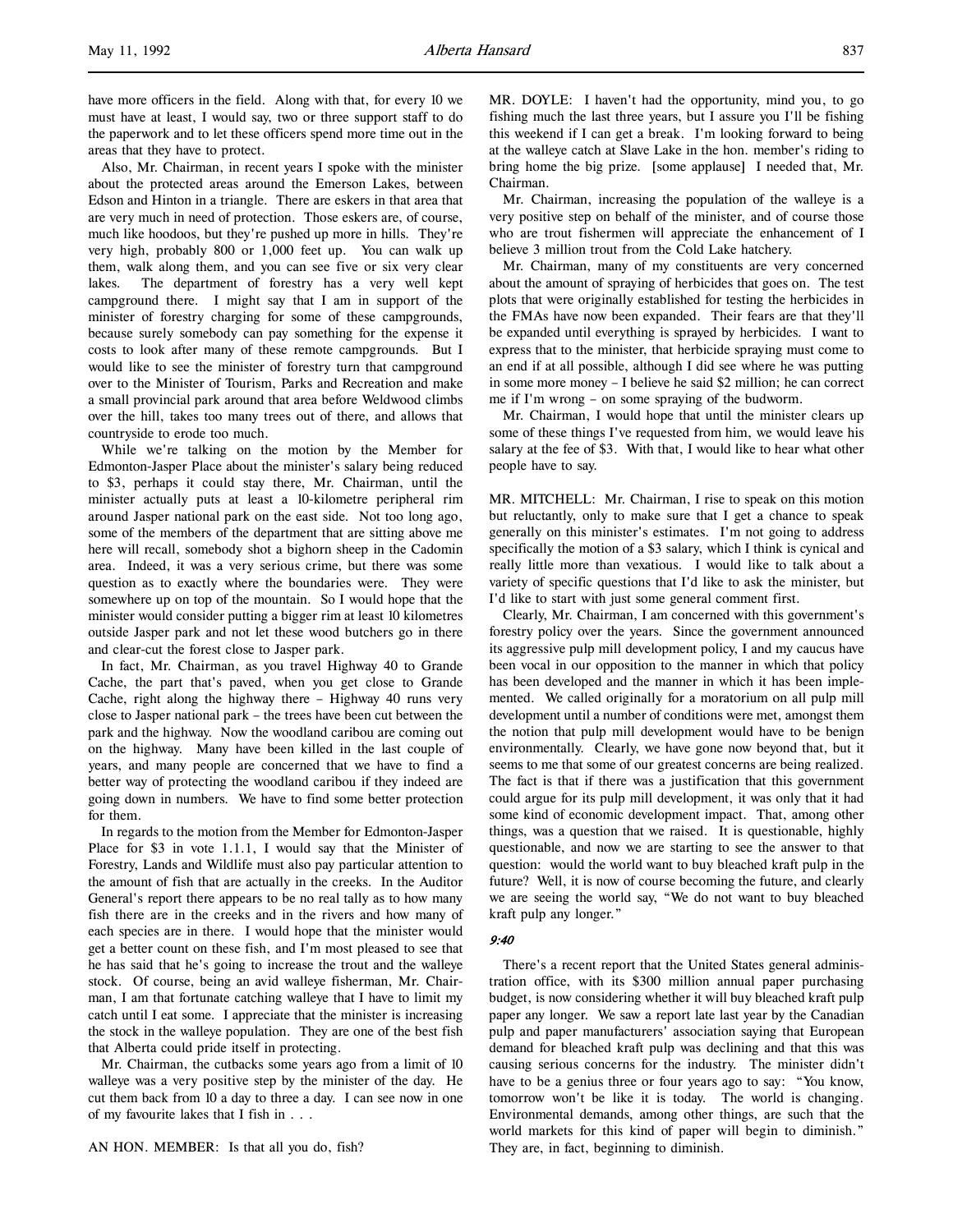have more officers in the field. Along with that, for every 10 we must have at least, I would say, two or three support staff to do the paperwork and to let these officers spend more time out in the areas that they have to protect.

Also, Mr. Chairman, in recent years I spoke with the minister about the protected areas around the Emerson Lakes, between Edson and Hinton in a triangle. There are eskers in that area that are very much in need of protection. Those eskers are, of course, much like hoodoos, but they're pushed up more in hills. They're very high, probably 800 or 1,000 feet up. You can walk up them, walk along them, and you can see five or six very clear lakes. The department of forestry has a very well kept campground there. I might say that I am in support of the minister of forestry charging for some of these campgrounds, because surely somebody can pay something for the expense it costs to look after many of these remote campgrounds. But I would like to see the minister of forestry turn that campground over to the Minister of Tourism, Parks and Recreation and make a small provincial park around that area before Weldwood climbs over the hill, takes too many trees out of there, and allows that countryside to erode too much.

While we're talking on the motion by the Member for Edmonton-Jasper Place about the minister's salary being reduced to $3, perhaps it could stay there, Mr. Chairman, until the minister actually puts at least a 10-kilometre peripheral rim around Jasper national park on the east side. Not too long ago, some of the members of the department that are sitting above me here will recall, somebody shot a bighorn sheep in the Cadomin area. Indeed, it was a very serious crime, but there was some question as to exactly where the boundaries were. They were somewhere up on top of the mountain. So I would hope that the minister would consider putting a bigger rim at least 10 kilometres outside Jasper park and not let these wood butchers go in there and clear-cut the forest close to Jasper park.

In fact, Mr. Chairman, as you travel Highway 40 to Grande Cache, the part that's paved, when you get close to Grande Cache, right along the highway there – Highway 40 runs very close to Jasper national park – the trees have been cut between the park and the highway. Now the woodland caribou are coming out on the highway. Many have been killed in the last couple of years, and many people are concerned that we have to find a better way of protecting the woodland caribou if they indeed are going down in numbers. We have to find some better protection for them.

In regards to the motion from the Member for Edmonton-Jasper Place for $3 in vote 1.1.1, I would say that the Minister of Forestry, Lands and Wildlife must also pay particular attention to the amount of fish that are actually in the creeks. In the Auditor General's report there appears to be no real tally as to how many fish there are in the creeks and in the rivers and how many of each species are in there. I would hope that the minister would get a better count on these fish, and I'm most pleased to see that he has said that he's going to increase the trout and the walleye stock. Of course, being an avid walleye fisherman, Mr. Chairman, I am that fortunate catching walleye that I have to limit my catch until I eat some. I appreciate that the minister is increasing the stock in the walleye population. They are one of the best fish that Alberta could pride itself in protecting.

Mr. Chairman, the cutbacks some years ago from a limit of 10 walleye was a very positive step by the minister of the day. He cut them back from 10 a day to three a day. I can see now in one of my favourite lakes that I fish in . . .

AN HON. MEMBER: Is that all you do, fish?

MR. DOYLE: I haven't had the opportunity, mind you, to go fishing much the last three years, but I assure you I'll be fishing this weekend if I can get a break. I'm looking forward to being at the walleye catch at Slave Lake in the hon. member's riding to bring home the big prize. [some applause] I needed that, Mr. Chairman.

Mr. Chairman, increasing the population of the walleye is a very positive step on behalf of the minister, and of course those who are trout fishermen will appreciate the enhancement of I believe 3 million trout from the Cold Lake hatchery.

Mr. Chairman, many of my constituents are very concerned about the amount of spraying of herbicides that goes on. The test plots that were originally established for testing the herbicides in the FMAs have now been expanded. Their fears are that they'll be expanded until everything is sprayed by herbicides. I want to express that to the minister, that herbicide spraying must come to an end if at all possible, although I did see where he was putting in some more money – I believe he said $2 million; he can correct me if I'm wrong – on some spraying of the budworm.

Mr. Chairman, I would hope that until the minister clears up some of these things I've requested from him, we would leave his salary at the fee of $3. With that, I would like to hear what other people have to say.

MR. MITCHELL: Mr. Chairman, I rise to speak on this motion but reluctantly, only to make sure that I get a chance to speak generally on this minister's estimates. I'm not going to address specifically the motion of a $3 salary, which I think is cynical and really little more than vexatious. I would like to talk about a variety of specific questions that I'd like to ask the minister, but I'd like to start with just some general comment first.

Clearly, Mr. Chairman, I am concerned with this government's forestry policy over the years. Since the government announced its aggressive pulp mill development policy, I and my caucus have been vocal in our opposition to the manner in which that policy has been developed and the manner in which it has been implemented. We called originally for a moratorium on all pulp mill development until a number of conditions were met, amongst them the notion that pulp mill development would have to be benign environmentally. Clearly, we have gone now beyond that, but it seems to me that some of our greatest concerns are being realized. The fact is that if there was a justification that this government could argue for its pulp mill development, it was only that it had some kind of economic development impact. That, among other things, was a question that we raised. It is questionable, highly questionable, and now we are starting to see the answer to that question: would the world want to buy bleached kraft pulp in the future? Well, it is now of course becoming the future, and clearly we are seeing the world say, "We do not want to buy bleached kraft pulp any longer."

*9:40*

There's a recent report that the United States general administration office, with its $300 million annual paper purchasing budget, is now considering whether it will buy bleached kraft pulp paper any longer. We saw a report late last year by the Canadian pulp and paper manufacturers' association saying that European demand for bleached kraft pulp was declining and that this was causing serious concerns for the industry. The minister didn't have to be a genius three or four years ago to say: "You know, tomorrow won't be like it is today. The world is changing. Environmental demands, among other things, are such that the world markets for this kind of paper will begin to diminish." They are, in fact, beginning to diminish.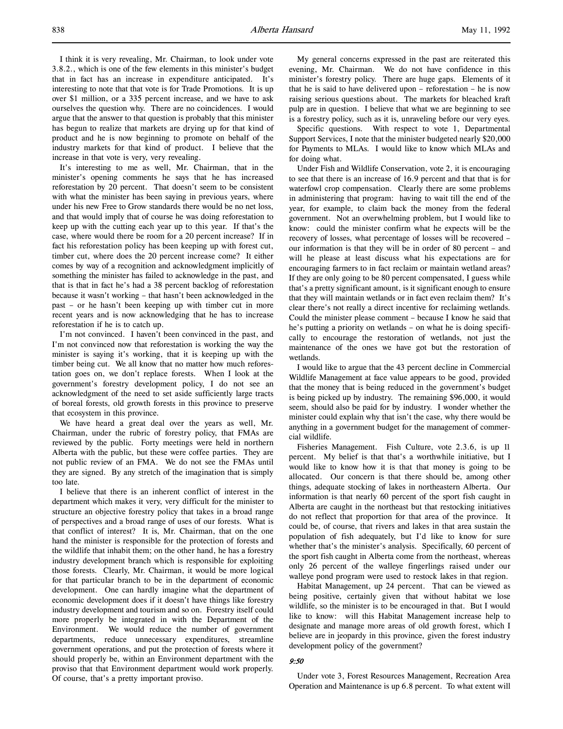I think it is very revealing, Mr. Chairman, to look under vote 3.8.2., which is one of the few elements in this minister's budget that in fact has an increase in expenditure anticipated. It's interesting to note that that vote is for Trade Promotions. It is up over $1 million, or a 335 percent increase, and we have to ask ourselves the question why. There are no coincidences. I would argue that the answer to that question is probably that this minister has begun to realize that markets are drying up for that kind of product and he is now beginning to promote on behalf of the industry markets for that kind of product. I believe that the increase in that vote is very, very revealing.

It's interesting to me as well, Mr. Chairman, that in the minister's opening comments he says that he has increased reforestation by 20 percent. That doesn't seem to be consistent with what the minister has been saying in previous years, where under his new Free to Grow standards there would be no net loss, and that would imply that of course he was doing reforestation to keep up with the cutting each year up to this year. If that's the case, where would there be room for a 20 percent increase? If in fact his reforestation policy has been keeping up with forest cut, timber cut, where does the 20 percent increase come? It either comes by way of a recognition and acknowledgment implicitly of something the minister has failed to acknowledge in the past, and that is that in fact he's had a 38 percent backlog of reforestation because it wasn't working – that hasn't been acknowledged in the past – or he hasn't been keeping up with timber cut in more recent years and is now acknowledging that he has to increase reforestation if he is to catch up.

I'm not convinced. I haven't been convinced in the past, and I'm not convinced now that reforestation is working the way the minister is saying it's working, that it is keeping up with the timber being cut. We all know that no matter how much reforestation goes on, we don't replace forests. When I look at the government's forestry development policy, I do not see an acknowledgment of the need to set aside sufficiently large tracts of boreal forests, old growth forests in this province to preserve that ecosystem in this province.

We have heard a great deal over the years as well, Mr. Chairman, under the rubric of forestry policy, that FMAs are reviewed by the public. Forty meetings were held in northern Alberta with the public, but these were coffee parties. They are not public review of an FMA. We do not see the FMAs until they are signed. By any stretch of the imagination that is simply too late.

I believe that there is an inherent conflict of interest in the department which makes it very, very difficult for the minister to structure an objective forestry policy that takes in a broad range of perspectives and a broad range of uses of our forests. What is that conflict of interest? It is, Mr. Chairman, that on the one hand the minister is responsible for the protection of forests and the wildlife that inhabit them; on the other hand, he has a forestry industry development branch which is responsible for exploiting those forests. Clearly, Mr. Chairman, it would be more logical for that particular branch to be in the department of economic development. One can hardly imagine what the department of economic development does if it doesn't have things like forestry industry development and tourism and so on. Forestry itself could more properly be integrated in with the Department of the Environment. We would reduce the number of government departments, reduce unnecessary expenditures, streamline government operations, and put the protection of forests where it should properly be, within an Environment department with the proviso that that Environment department would work properly. Of course, that's a pretty important proviso.

My general concerns expressed in the past are reiterated this evening, Mr. Chairman. We do not have confidence in this minister's forestry policy. There are huge gaps. Elements of it that he is said to have delivered upon – reforestation – he is now raising serious questions about. The markets for bleached kraft pulp are in question. I believe that what we are beginning to see is a forestry policy, such as it is, unraveling before our very eyes.

Specific questions. With respect to vote 1, Departmental Support Services, I note that the minister budgeted nearly $20,000 for Payments to MLAs. I would like to know which MLAs and for doing what.

Under Fish and Wildlife Conservation, vote 2, it is encouraging to see that there is an increase of 16.9 percent and that that is for waterfowl crop compensation. Clearly there are some problems in administering that program: having to wait till the end of the year, for example, to claim back the money from the federal government. Not an overwhelming problem, but I would like to know: could the minister confirm what he expects will be the recovery of losses, what percentage of losses will be recovered – our information is that they will be in order of 80 percent – and will he please at least discuss what his expectations are for encouraging farmers to in fact reclaim or maintain wetland areas? If they are only going to be 80 percent compensated, I guess while that's a pretty significant amount, is it significant enough to ensure that they will maintain wetlands or in fact even reclaim them? It's clear there's not really a direct incentive for reclaiming wetlands. Could the minister please comment – because I know he said that he's putting a priority on wetlands – on what he is doing specifically to encourage the restoration of wetlands, not just the maintenance of the ones we have got but the restoration of wetlands.

I would like to argue that the 43 percent decline in Commercial Wildlife Management at face value appears to be good, provided that the money that is being reduced in the government's budget is being picked up by industry. The remaining $96,000, it would seem, should also be paid for by industry. I wonder whether the minister could explain why that isn't the case, why there would be anything in a government budget for the management of commercial wildlife.

Fisheries Management. Fish Culture, vote 2.3.6, is up 11 percent. My belief is that that's a worthwhile initiative, but I would like to know how it is that that money is going to be allocated. Our concern is that there should be, among other things, adequate stocking of lakes in northeastern Alberta. Our information is that nearly 60 percent of the sport fish caught in Alberta are caught in the northeast but that restocking initiatives do not reflect that proportion for that area of the province. It could be, of course, that rivers and lakes in that area sustain the population of fish adequately, but I'd like to know for sure whether that's the minister's analysis. Specifically, 60 percent of the sport fish caught in Alberta come from the northeast, whereas only 26 percent of the walleye fingerlings raised under our walleye pond program were used to restock lakes in that region.

Habitat Management, up 24 percent. That can be viewed as being positive, certainly given that without habitat we lose wildlife, so the minister is to be encouraged in that. But I would like to know: will this Habitat Management increase help to designate and manage more areas of old growth forest, which I believe are in jeopardy in this province, given the forest industry development policy of the government?

*9:50*

Under vote 3, Forest Resources Management, Recreation Area Operation and Maintenance is up 6.8 percent. To what extent will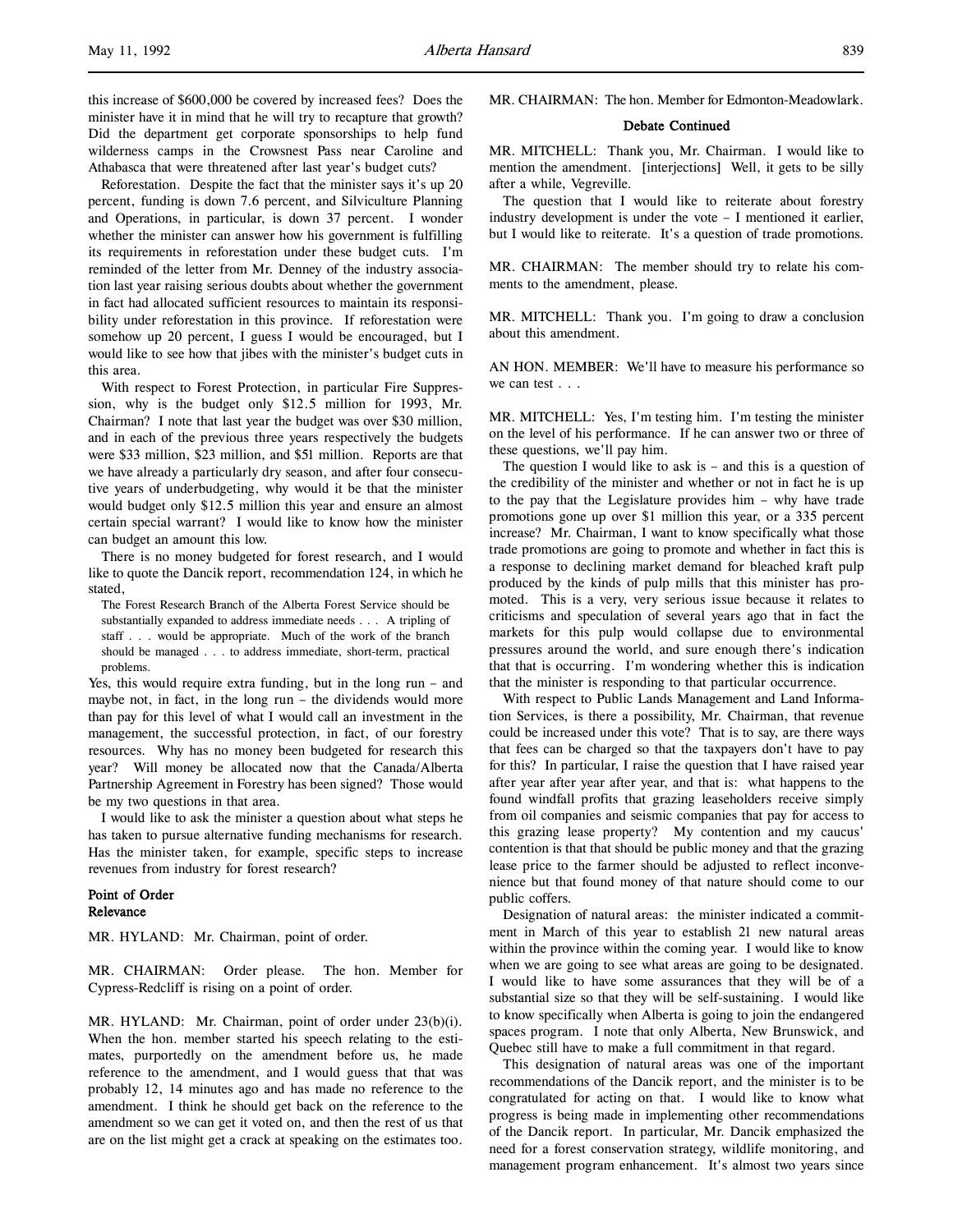this increase of $600,000 be covered by increased fees? Does the minister have it in mind that he will try to recapture that growth? Did the department get corporate sponsorships to help fund wilderness camps in the Crowsnest Pass near Caroline and Athabasca that were threatened after last year's budget cuts?

Reforestation. Despite the fact that the minister says it's up 20 percent, funding is down 7.6 percent, and Silviculture Planning and Operations, in particular, is down 37 percent. I wonder whether the minister can answer how his government is fulfilling its requirements in reforestation under these budget cuts. I'm reminded of the letter from Mr. Denney of the industry association last year raising serious doubts about whether the government in fact had allocated sufficient resources to maintain its responsibility under reforestation in this province. If reforestation were somehow up 20 percent, I guess I would be encouraged, but I would like to see how that jibes with the minister's budget cuts in this area.

With respect to Forest Protection, in particular Fire Suppression, why is the budget only $12.5 million for 1993, Mr. Chairman? I note that last year the budget was over $30 million, and in each of the previous three years respectively the budgets were $33 million, $23 million, and $51 million. Reports are that we have already a particularly dry season, and after four consecutive years of underbudgeting, why would it be that the minister would budget only $12.5 million this year and ensure an almost certain special warrant? I would like to know how the minister can budget an amount this low.

There is no money budgeted for forest research, and I would like to quote the Dancik report, recommendation 124, in which he stated,

> The Forest Research Branch of the Alberta Forest Service should be substantially expanded to address immediate needs . . . A tripling of staff . . . would be appropriate. Much of the work of the branch should be managed . . . to address immediate, short-term, practical problems.

Yes, this would require extra funding, but in the long run – and maybe not, in fact, in the long run – the dividends would more than pay for this level of what I would call an investment in the management, the successful protection, in fact, of our forestry resources. Why has no money been budgeted for research this year? Will money be allocated now that the Canada/Alberta Partnership Agreement in Forestry has been signed? Those would be my two questions in that area.

I would like to ask the minister a question about what steps he has taken to pursue alternative funding mechanisms for research. Has the minister taken, for example, specific steps to increase revenues from industry for forest research?

**Point of Order**
**Relevance**

MR. HYLAND: Mr. Chairman, point of order.

MR. CHAIRMAN: Order please. The hon. Member for Cypress-Redcliff is rising on a point of order.

MR. HYLAND: Mr. Chairman, point of order under 23(b)(i). When the hon. member started his speech relating to the estimates, purportedly on the amendment before us, he made reference to the amendment, and I would guess that that was probably 12, 14 minutes ago and has made no reference to the amendment. I think he should get back on the reference to the amendment so we can get it voted on, and then the rest of us that are on the list might get a crack at speaking on the estimates too.

MR. CHAIRMAN: The hon. Member for Edmonton-Meadowlark.

**Debate Continued**

MR. MITCHELL: Thank you, Mr. Chairman. I would like to mention the amendment. [interjections] Well, it gets to be silly after a while, Vegreville.

The question that I would like to reiterate about forestry industry development is under the vote – I mentioned it earlier, but I would like to reiterate. It's a question of trade promotions.

MR. CHAIRMAN: The member should try to relate his comments to the amendment, please.

MR. MITCHELL: Thank you. I'm going to draw a conclusion about this amendment.

AN HON. MEMBER: We'll have to measure his performance so we can test . . .

MR. MITCHELL: Yes, I'm testing him. I'm testing the minister on the level of his performance. If he can answer two or three of these questions, we'll pay him.

The question I would like to ask is – and this is a question of the credibility of the minister and whether or not in fact he is up to the pay that the Legislature provides him – why have trade promotions gone up over $1 million this year, or a 335 percent increase? Mr. Chairman, I want to know specifically what those trade promotions are going to promote and whether in fact this is a response to declining market demand for bleached kraft pulp produced by the kinds of pulp mills that this minister has promoted. This is a very, very serious issue because it relates to criticisms and speculation of several years ago that in fact the markets for this pulp would collapse due to environmental pressures around the world, and sure enough there's indication that that is occurring. I'm wondering whether this is indication that the minister is responding to that particular occurrence.

With respect to Public Lands Management and Land Information Services, is there a possibility, Mr. Chairman, that revenue could be increased under this vote? That is to say, are there ways that fees can be charged so that the taxpayers don't have to pay for this? In particular, I raise the question that I have raised year after year after year after year, and that is: what happens to the found windfall profits that grazing leaseholders receive simply from oil companies and seismic companies that pay for access to this grazing lease property? My contention and my caucus' contention is that that should be public money and that the grazing lease price to the farmer should be adjusted to reflect inconvenience but that found money of that nature should come to our public coffers.

Designation of natural areas: the minister indicated a commitment in March of this year to establish 21 new natural areas within the province within the coming year. I would like to know when we are going to see what areas are going to be designated. I would like to have some assurances that they will be of a substantial size so that they will be self-sustaining. I would like to know specifically when Alberta is going to join the endangered spaces program. I note that only Alberta, New Brunswick, and Quebec still have to make a full commitment in that regard.

This designation of natural areas was one of the important recommendations of the Dancik report, and the minister is to be congratulated for acting on that. I would like to know what progress is being made in implementing other recommendations of the Dancik report. In particular, Mr. Dancik emphasized the need for a forest conservation strategy, wildlife monitoring, and management program enhancement. It's almost two years since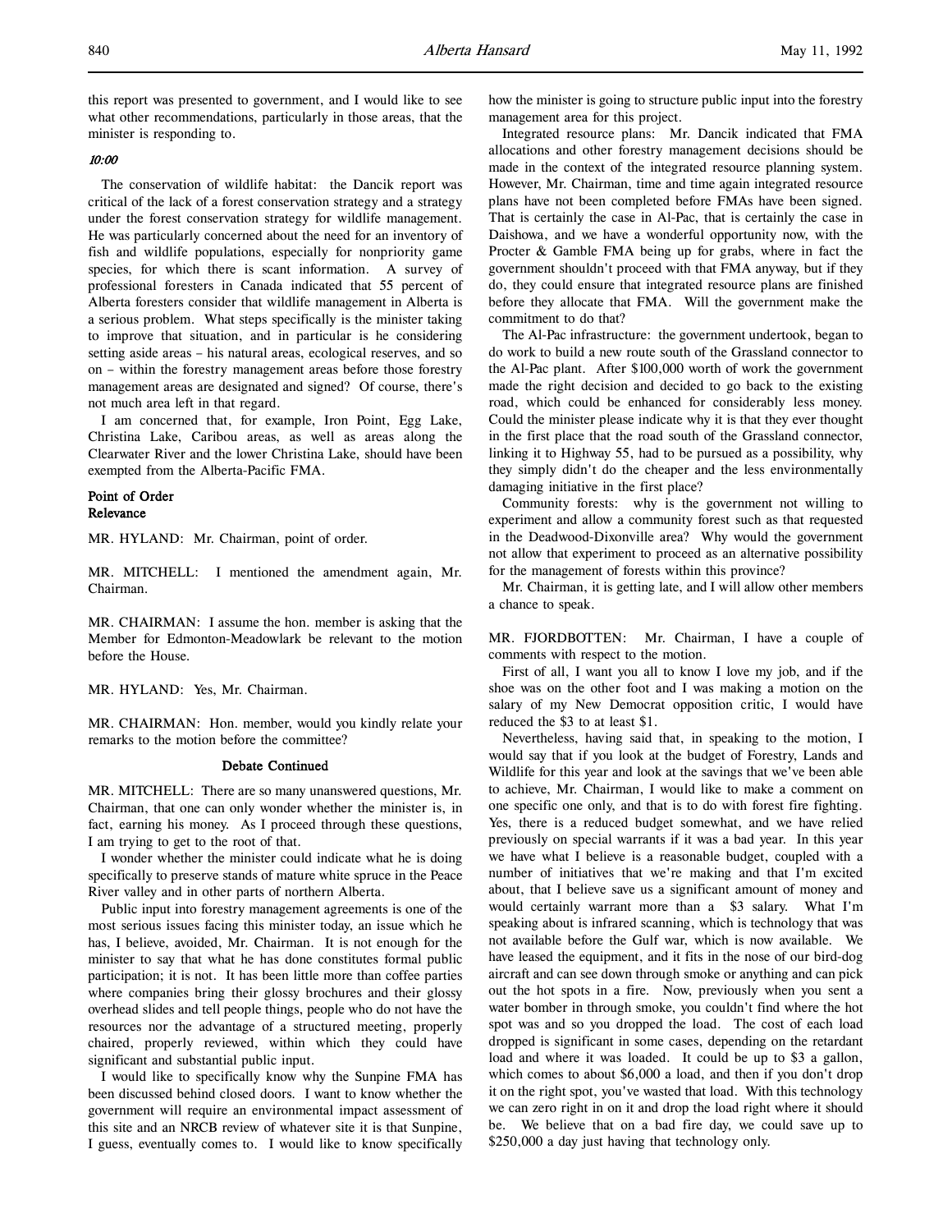this report was presented to government, and I would like to see what other recommendations, particularly in those areas, that the minister is responding to.

*10:00*

The conservation of wildlife habitat: the Dancik report was critical of the lack of a forest conservation strategy and a strategy under the forest conservation strategy for wildlife management. He was particularly concerned about the need for an inventory of fish and wildlife populations, especially for nonpriority game species, for which there is scant information. A survey of professional foresters in Canada indicated that 55 percent of Alberta foresters consider that wildlife management in Alberta is a serious problem. What steps specifically is the minister taking to improve that situation, and in particular is he considering setting aside areas – his natural areas, ecological reserves, and so on – within the forestry management areas before those forestry management areas are designated and signed? Of course, there's not much area left in that regard.

I am concerned that, for example, Iron Point, Egg Lake, Christina Lake, Caribou areas, as well as areas along the Clearwater River and the lower Christina Lake, should have been exempted from the Alberta-Pacific FMA.

**Point of Order**
**Relevance**

MR. HYLAND: Mr. Chairman, point of order.

MR. MITCHELL: I mentioned the amendment again, Mr. Chairman.

MR. CHAIRMAN: I assume the hon. member is asking that the Member for Edmonton-Meadowlark be relevant to the motion before the House.

MR. HYLAND: Yes, Mr. Chairman.

MR. CHAIRMAN: Hon. member, would you kindly relate your remarks to the motion before the committee?

**Debate Continued**

MR. MITCHELL: There are so many unanswered questions, Mr. Chairman, that one can only wonder whether the minister is, in fact, earning his money. As I proceed through these questions, I am trying to get to the root of that.

I wonder whether the minister could indicate what he is doing specifically to preserve stands of mature white spruce in the Peace River valley and in other parts of northern Alberta.

Public input into forestry management agreements is one of the most serious issues facing this minister today, an issue which he has, I believe, avoided, Mr. Chairman. It is not enough for the minister to say that what he has done constitutes formal public participation; it is not. It has been little more than coffee parties where companies bring their glossy brochures and their glossy overhead slides and tell people things, people who do not have the resources nor the advantage of a structured meeting, properly chaired, properly reviewed, within which they could have significant and substantial public input.

I would like to specifically know why the Sunpine FMA has been discussed behind closed doors. I want to know whether the government will require an environmental impact assessment of this site and an NRCB review of whatever site it is that Sunpine, I guess, eventually comes to. I would like to know specifically how the minister is going to structure public input into the forestry management area for this project.

Integrated resource plans: Mr. Dancik indicated that FMA allocations and other forestry management decisions should be made in the context of the integrated resource planning system. However, Mr. Chairman, time and time again integrated resource plans have not been completed before FMAs have been signed. That is certainly the case in Al-Pac, that is certainly the case in Daishowa, and we have a wonderful opportunity now, with the Procter & Gamble FMA being up for grabs, where in fact the government shouldn't proceed with that FMA anyway, but if they do, they could ensure that integrated resource plans are finished before they allocate that FMA. Will the government make the commitment to do that?

The Al-Pac infrastructure: the government undertook, began to do work to build a new route south of the Grassland connector to the Al-Pac plant. After $100,000 worth of work the government made the right decision and decided to go back to the existing road, which could be enhanced for considerably less money. Could the minister please indicate why it is that they ever thought in the first place that the road south of the Grassland connector, linking it to Highway 55, had to be pursued as a possibility, why they simply didn't do the cheaper and the less environmentally damaging initiative in the first place?

Community forests: why is the government not willing to experiment and allow a community forest such as that requested in the Deadwood-Dixonville area? Why would the government not allow that experiment to proceed as an alternative possibility for the management of forests within this province?

Mr. Chairman, it is getting late, and I will allow other members a chance to speak.

MR. FJORDBOTTEN: Mr. Chairman, I have a couple of comments with respect to the motion.

First of all, I want you all to know I love my job, and if the shoe was on the other foot and I was making a motion on the salary of my New Democrat opposition critic, I would have reduced the $3 to at least $1.

Nevertheless, having said that, in speaking to the motion, I would say that if you look at the budget of Forestry, Lands and Wildlife for this year and look at the savings that we've been able to achieve, Mr. Chairman, I would like to make a comment on one specific one only, and that is to do with forest fire fighting. Yes, there is a reduced budget somewhat, and we have relied previously on special warrants if it was a bad year. In this year we have what I believe is a reasonable budget, coupled with a number of initiatives that we're making and that I'm excited about, that I believe save us a significant amount of money and would certainly warrant more than a $3 salary. What I'm speaking about is infrared scanning, which is technology that was not available before the Gulf war, which is now available. We have leased the equipment, and it fits in the nose of our bird-dog aircraft and can see down through smoke or anything and can pick out the hot spots in a fire. Now, previously when you sent a water bomber in through smoke, you couldn't find where the hot spot was and so you dropped the load. The cost of each load dropped is significant in some cases, depending on the retardant load and where it was loaded. It could be up to $3 a gallon, which comes to about $6,000 a load, and then if you don't drop it on the right spot, you've wasted that load. With this technology we can zero right in on it and drop the load right where it should be. We believe that on a bad fire day, we could save up to $250,000 a day just having that technology only.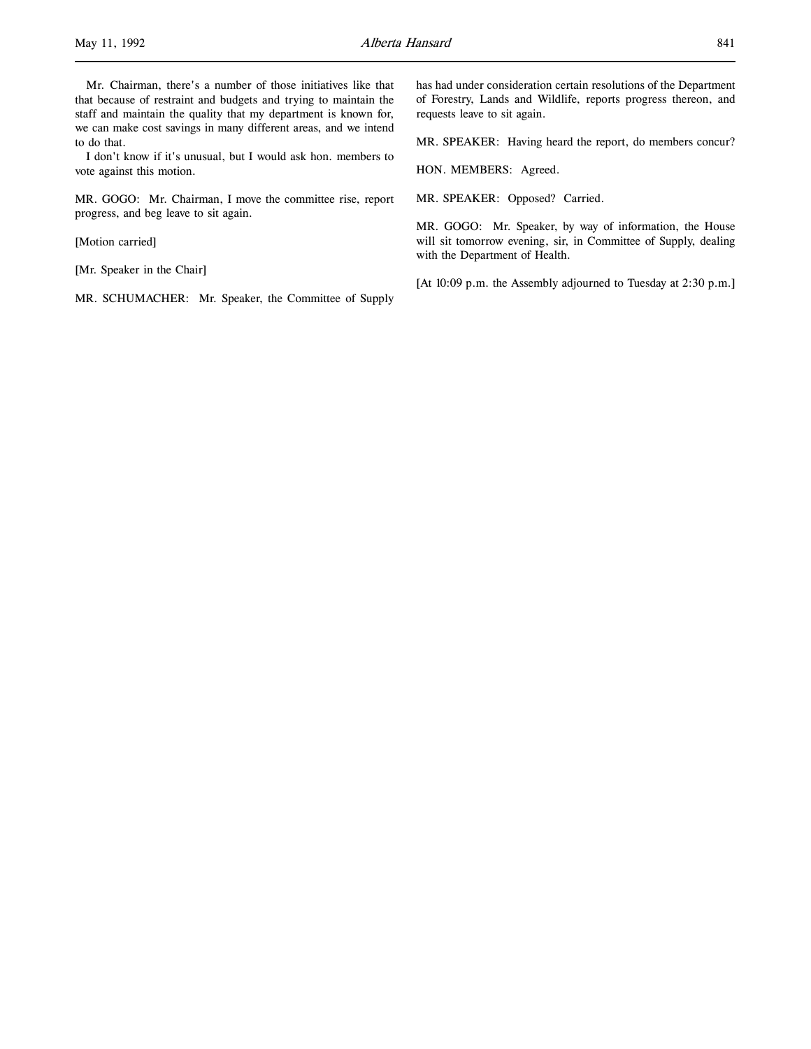Mr. Chairman, there's a number of those initiatives like that that because of restraint and budgets and trying to maintain the staff and maintain the quality that my department is known for, we can make cost savings in many different areas, and we intend to do that.

I don't know if it's unusual, but I would ask hon. members to vote against this motion.

MR. GOGO: Mr. Chairman, I move the committee rise, report progress, and beg leave to sit again.

[Motion carried]

[Mr. Speaker in the Chair]

MR. SCHUMACHER: Mr. Speaker, the Committee of Supply has had under consideration certain resolutions of the Department of Forestry, Lands and Wildlife, reports progress thereon, and requests leave to sit again.

MR. SPEAKER: Having heard the report, do members concur?

HON. MEMBERS: Agreed.

MR. SPEAKER: Opposed? Carried.

MR. GOGO: Mr. Speaker, by way of information, the House will sit tomorrow evening, sir, in Committee of Supply, dealing with the Department of Health.

[At 10:09 p.m. the Assembly adjourned to Tuesday at 2:30 p.m.]